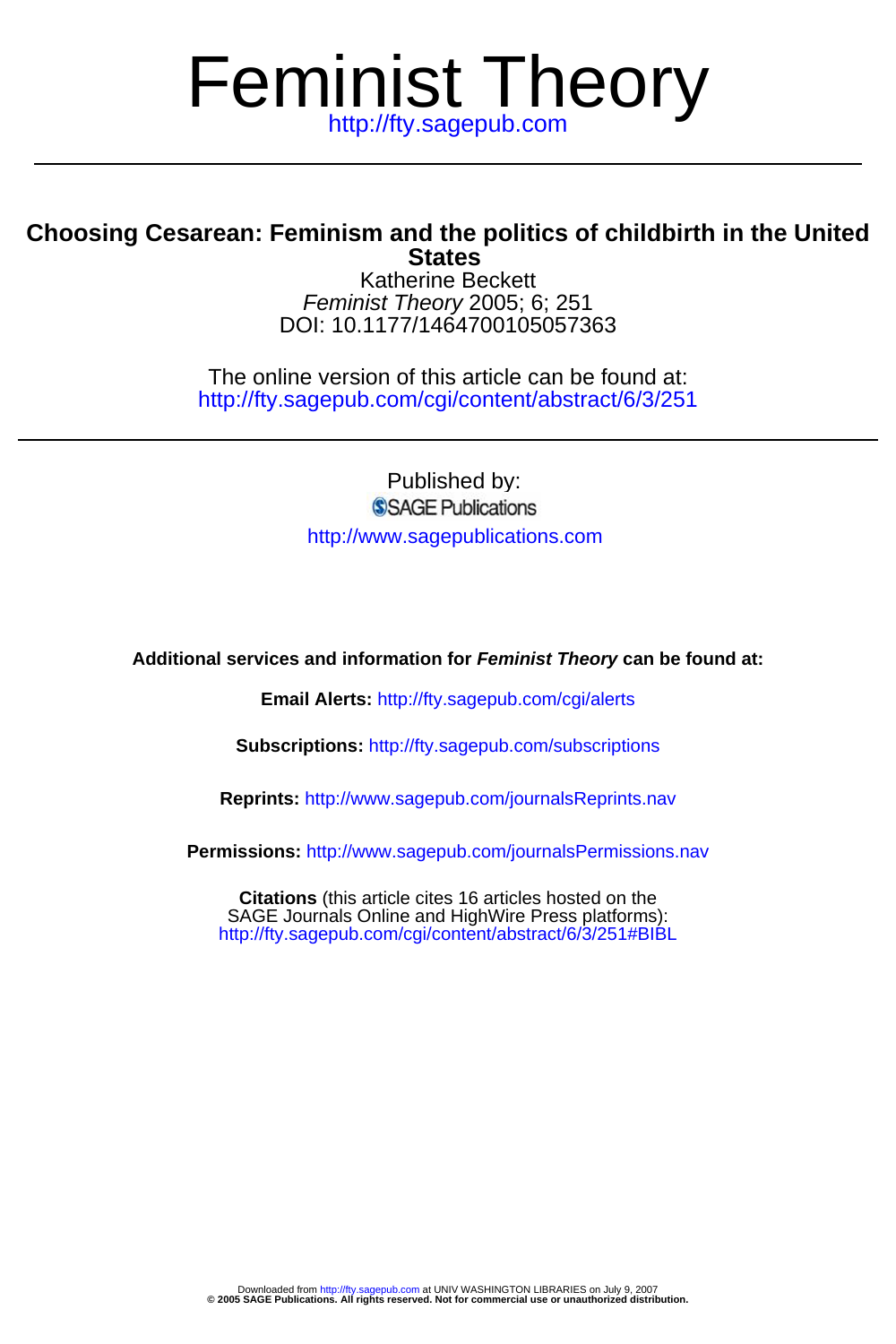# Feminist Theory

http://fty.sagepub.com

## Choosing Cesarean: Feminism and the politics of childbirth in the United States

Katherine Beckett
*Feminist Theory* 2005; 6; 251
DOI: 10.1177/1464700105057363

The online version of this article can be found at:
http://fty.sagepub.com/cgi/content/abstract/6/3/251

Published by:
SAGE Publications
http://www.sagepublications.com

**Additional services and information for *Feminist Theory* can be found at:**

**Email Alerts:** http://fty.sagepub.com/cgi/alerts

**Subscriptions:** http://fty.sagepub.com/subscriptions

**Reprints:** http://www.sagepub.com/journalsReprints.nav

**Permissions:** http://www.sagepub.com/journalsPermissions.nav

**Citations** (this article cites 16 articles hosted on the SAGE Journals Online and HighWire Press platforms):
http://fty.sagepub.com/cgi/content/abstract/6/3/251#BIBL

Downloaded from http://fty.sagepub.com at UNIV WASHINGTON LIBRARIES on July 9, 2007
**© 2005 SAGE Publications. All rights reserved. Not for commercial use or unauthorized distribution.**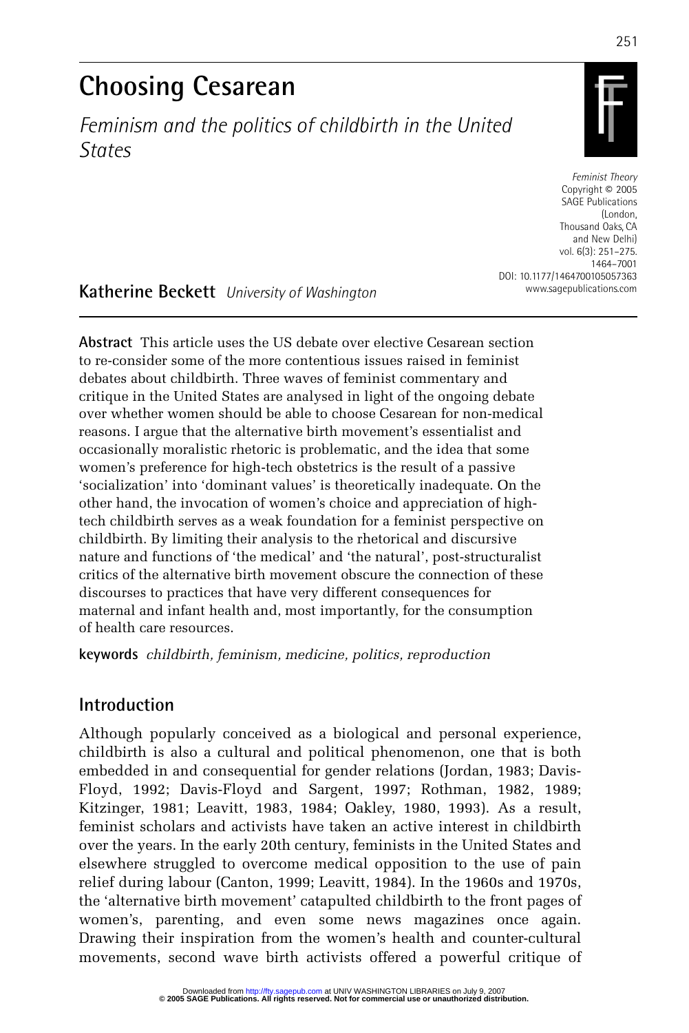# Choosing Cesarean

*Feminism and the politics of childbirth in the United States*

*Feminist Theory*
Copyright © 2005
SAGE Publications
(London, Thousand Oaks, CA and New Delhi)
vol. 6(3): 251–275.
1464–7001
DOI: 10.1177/1464700105057363
www.sagepublications.com

**Katherine Beckett** *University of Washington*

**Abstract** This article uses the US debate over elective Cesarean section to re-consider some of the more contentious issues raised in feminist debates about childbirth. Three waves of feminist commentary and critique in the United States are analysed in light of the ongoing debate over whether women should be able to choose Cesarean for non-medical reasons. I argue that the alternative birth movement's essentialist and occasionally moralistic rhetoric is problematic, and the idea that some women's preference for high-tech obstetrics is the result of a passive 'socialization' into 'dominant values' is theoretically inadequate. On the other hand, the invocation of women's choice and appreciation of high-tech childbirth serves as a weak foundation for a feminist perspective on childbirth. By limiting their analysis to the rhetorical and discursive nature and functions of 'the medical' and 'the natural', post-structuralist critics of the alternative birth movement obscure the connection of these discourses to practices that have very different consequences for maternal and infant health and, most importantly, for the consumption of health care resources.

**keywords** *childbirth, feminism, medicine, politics, reproduction*

## Introduction

Although popularly conceived as a biological and personal experience, childbirth is also a cultural and political phenomenon, one that is both embedded in and consequential for gender relations (Jordan, 1983; Davis-Floyd, 1992; Davis-Floyd and Sargent, 1997; Rothman, 1982, 1989; Kitzinger, 1981; Leavitt, 1983, 1984; Oakley, 1980, 1993). As a result, feminist scholars and activists have taken an active interest in childbirth over the years. In the early 20th century, feminists in the United States and elsewhere struggled to overcome medical opposition to the use of pain relief during labour (Canton, 1999; Leavitt, 1984). In the 1960s and 1970s, the 'alternative birth movement' catapulted childbirth to the front pages of women's, parenting, and even some news magazines once again. Drawing their inspiration from the women's health and counter-cultural movements, second wave birth activists offered a powerful critique of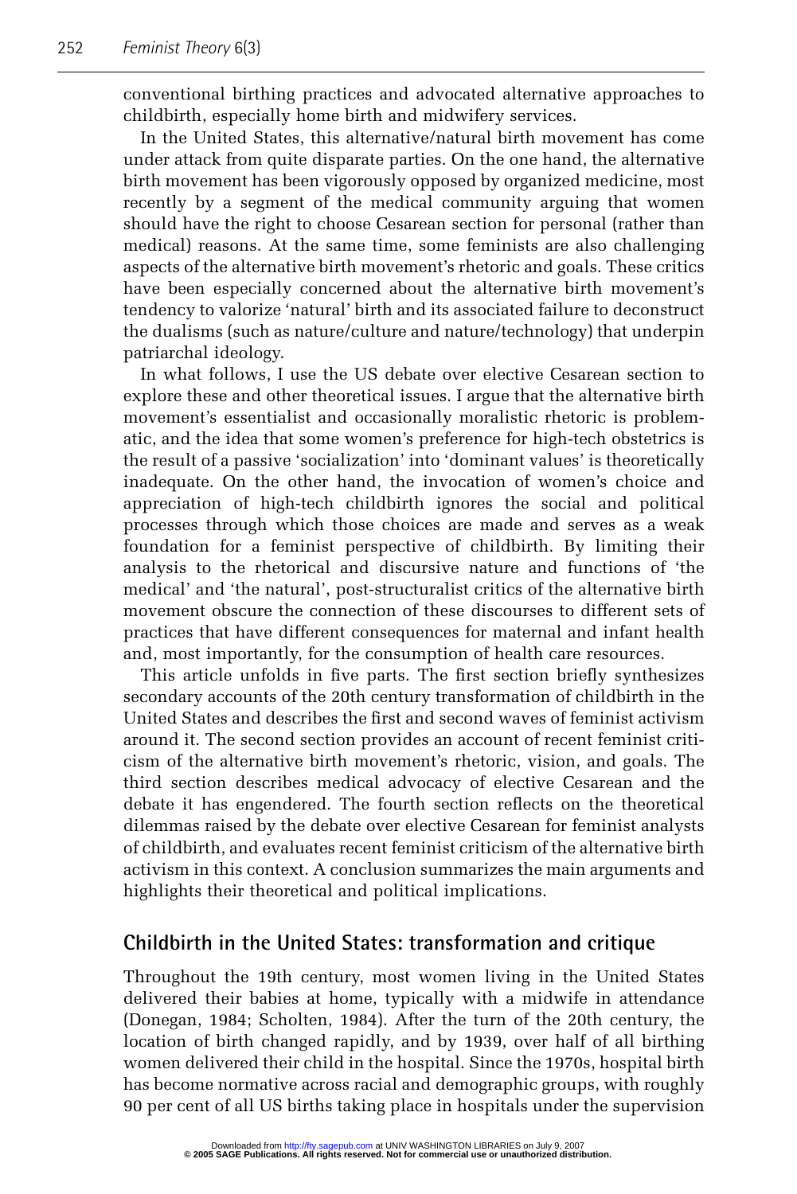conventional birthing practices and advocated alternative approaches to childbirth, especially home birth and midwifery services.

In the United States, this alternative/natural birth movement has come under attack from quite disparate parties. On the one hand, the alternative birth movement has been vigorously opposed by organized medicine, most recently by a segment of the medical community arguing that women should have the right to choose Cesarean section for personal (rather than medical) reasons. At the same time, some feminists are also challenging aspects of the alternative birth movement's rhetoric and goals. These critics have been especially concerned about the alternative birth movement's tendency to valorize 'natural' birth and its associated failure to deconstruct the dualisms (such as nature/culture and nature/technology) that underpin patriarchal ideology.

In what follows, I use the US debate over elective Cesarean section to explore these and other theoretical issues. I argue that the alternative birth movement's essentialist and occasionally moralistic rhetoric is problematic, and the idea that some women's preference for high-tech obstetrics is the result of a passive 'socialization' into 'dominant values' is theoretically inadequate. On the other hand, the invocation of women's choice and appreciation of high-tech childbirth ignores the social and political processes through which those choices are made and serves as a weak foundation for a feminist perspective of childbirth. By limiting their analysis to the rhetorical and discursive nature and functions of 'the medical' and 'the natural', post-structuralist critics of the alternative birth movement obscure the connection of these discourses to different sets of practices that have different consequences for maternal and infant health and, most importantly, for the consumption of health care resources.

This article unfolds in five parts. The first section briefly synthesizes secondary accounts of the 20th century transformation of childbirth in the United States and describes the first and second waves of feminist activism around it. The second section provides an account of recent feminist criticism of the alternative birth movement's rhetoric, vision, and goals. The third section describes medical advocacy of elective Cesarean and the debate it has engendered. The fourth section reflects on the theoretical dilemmas raised by the debate over elective Cesarean for feminist analysts of childbirth, and evaluates recent feminist criticism of the alternative birth activism in this context. A conclusion summarizes the main arguments and highlights their theoretical and political implications.

## Childbirth in the United States: transformation and critique

Throughout the 19th century, most women living in the United States delivered their babies at home, typically with a midwife in attendance (Donegan, 1984; Scholten, 1984). After the turn of the 20th century, the location of birth changed rapidly, and by 1939, over half of all birthing women delivered their child in the hospital. Since the 1970s, hospital birth has become normative across racial and demographic groups, with roughly 90 per cent of all US births taking place in hospitals under the supervision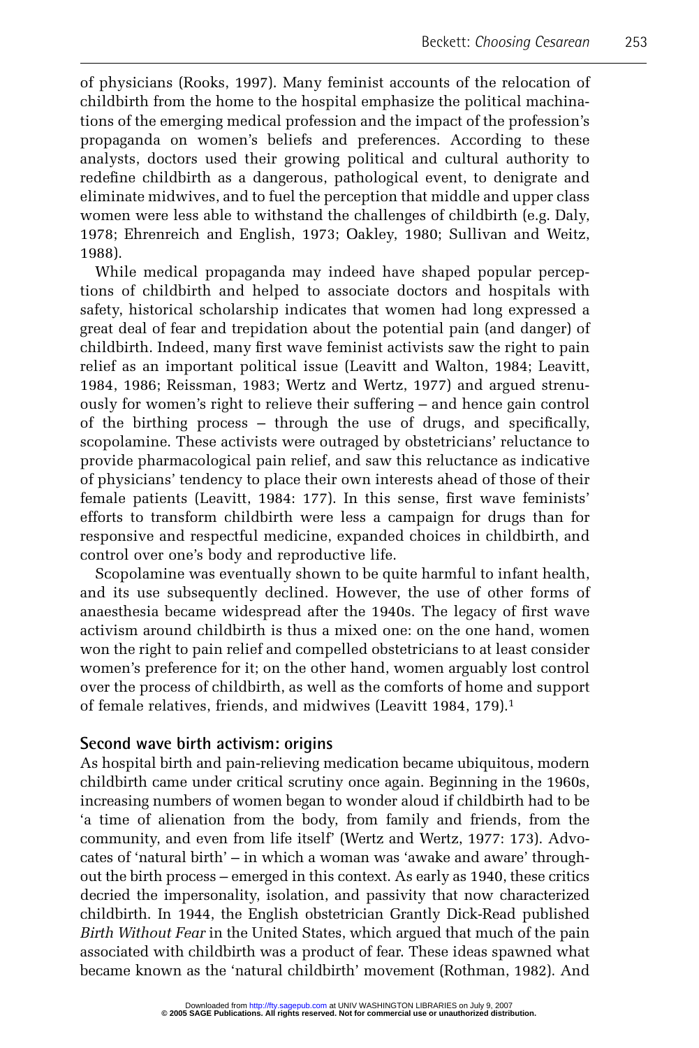of physicians (Rooks, 1997). Many feminist accounts of the relocation of childbirth from the home to the hospital emphasize the political machinations of the emerging medical profession and the impact of the profession's propaganda on women's beliefs and preferences. According to these analysts, doctors used their growing political and cultural authority to redefine childbirth as a dangerous, pathological event, to denigrate and eliminate midwives, and to fuel the perception that middle and upper class women were less able to withstand the challenges of childbirth (e.g. Daly, 1978; Ehrenreich and English, 1973; Oakley, 1980; Sullivan and Weitz, 1988).

While medical propaganda may indeed have shaped popular perceptions of childbirth and helped to associate doctors and hospitals with safety, historical scholarship indicates that women had long expressed a great deal of fear and trepidation about the potential pain (and danger) of childbirth. Indeed, many first wave feminist activists saw the right to pain relief as an important political issue (Leavitt and Walton, 1984; Leavitt, 1984, 1986; Reissman, 1983; Wertz and Wertz, 1977) and argued strenuously for women's right to relieve their suffering – and hence gain control of the birthing process – through the use of drugs, and specifically, scopolamine. These activists were outraged by obstetricians' reluctance to provide pharmacological pain relief, and saw this reluctance as indicative of physicians' tendency to place their own interests ahead of those of their female patients (Leavitt, 1984: 177). In this sense, first wave feminists' efforts to transform childbirth were less a campaign for drugs than for responsive and respectful medicine, expanded choices in childbirth, and control over one's body and reproductive life.

Scopolamine was eventually shown to be quite harmful to infant health, and its use subsequently declined. However, the use of other forms of anaesthesia became widespread after the 1940s. The legacy of first wave activism around childbirth is thus a mixed one: on the one hand, women won the right to pain relief and compelled obstetricians to at least consider women's preference for it; on the other hand, women arguably lost control over the process of childbirth, as well as the comforts of home and support of female relatives, friends, and midwives (Leavitt 1984, 179).[1]

## Second wave birth activism: origins

As hospital birth and pain-relieving medication became ubiquitous, modern childbirth came under critical scrutiny once again. Beginning in the 1960s, increasing numbers of women began to wonder aloud if childbirth had to be 'a time of alienation from the body, from family and friends, from the community, and even from life itself' (Wertz and Wertz, 1977: 173). Advocates of 'natural birth' – in which a woman was 'awake and aware' throughout the birth process – emerged in this context. As early as 1940, these critics decried the impersonality, isolation, and passivity that now characterized childbirth. In 1944, the English obstetrician Grantly Dick-Read published *Birth Without Fear* in the United States, which argued that much of the pain associated with childbirth was a product of fear. These ideas spawned what became known as the 'natural childbirth' movement (Rothman, 1982). And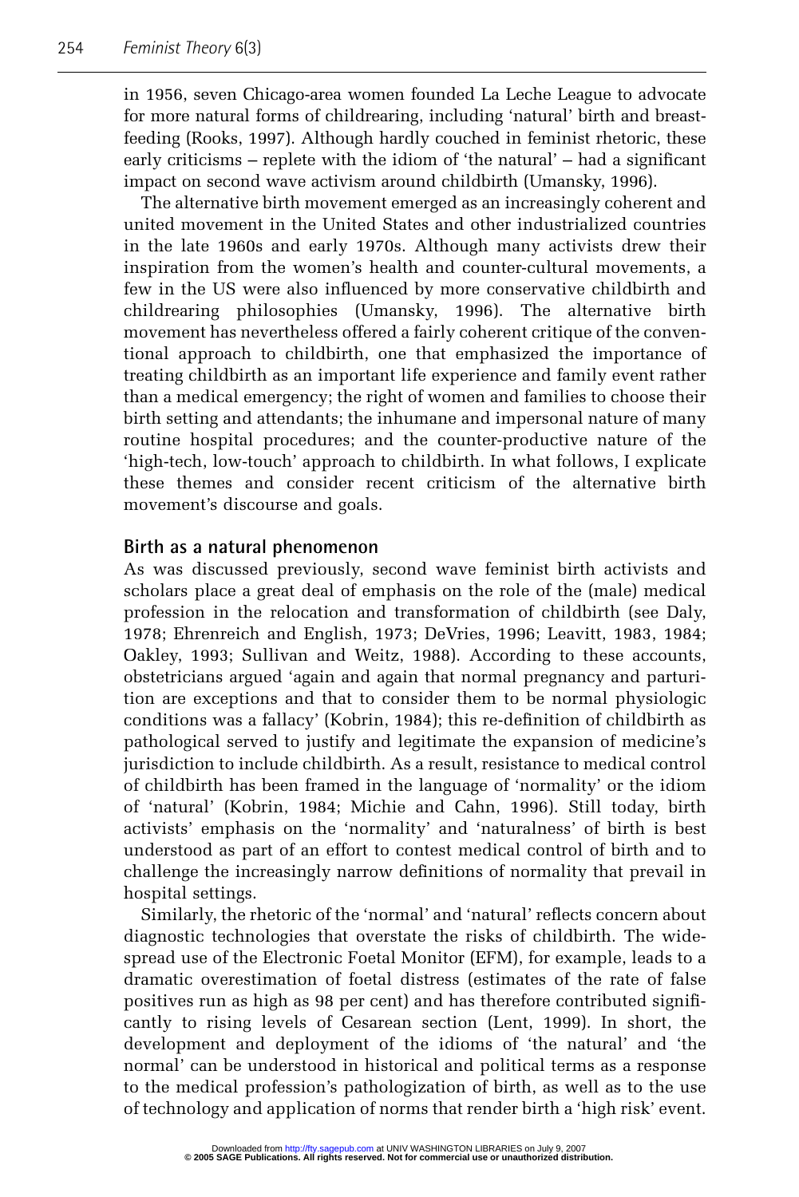in 1956, seven Chicago-area women founded La Leche League to advocate for more natural forms of childrearing, including 'natural' birth and breast-feeding (Rooks, 1997). Although hardly couched in feminist rhetoric, these early criticisms – replete with the idiom of 'the natural' – had a significant impact on second wave activism around childbirth (Umansky, 1996).

The alternative birth movement emerged as an increasingly coherent and united movement in the United States and other industrialized countries in the late 1960s and early 1970s. Although many activists drew their inspiration from the women's health and counter-cultural movements, a few in the US were also influenced by more conservative childbirth and childrearing philosophies (Umansky, 1996). The alternative birth movement has nevertheless offered a fairly coherent critique of the conventional approach to childbirth, one that emphasized the importance of treating childbirth as an important life experience and family event rather than a medical emergency; the right of women and families to choose their birth setting and attendants; the inhumane and impersonal nature of many routine hospital procedures; and the counter-productive nature of the 'high-tech, low-touch' approach to childbirth. In what follows, I explicate these themes and consider recent criticism of the alternative birth movement's discourse and goals.

## Birth as a natural phenomenon

As was discussed previously, second wave feminist birth activists and scholars place a great deal of emphasis on the role of the (male) medical profession in the relocation and transformation of childbirth (see Daly, 1978; Ehrenreich and English, 1973; DeVries, 1996; Leavitt, 1983, 1984; Oakley, 1993; Sullivan and Weitz, 1988). According to these accounts, obstetricians argued 'again and again that normal pregnancy and parturition are exceptions and that to consider them to be normal physiologic conditions was a fallacy' (Kobrin, 1984); this re-definition of childbirth as pathological served to justify and legitimate the expansion of medicine's jurisdiction to include childbirth. As a result, resistance to medical control of childbirth has been framed in the language of 'normality' or the idiom of 'natural' (Kobrin, 1984; Michie and Cahn, 1996). Still today, birth activists' emphasis on the 'normality' and 'naturalness' of birth is best understood as part of an effort to contest medical control of birth and to challenge the increasingly narrow definitions of normality that prevail in hospital settings.

Similarly, the rhetoric of the 'normal' and 'natural' reflects concern about diagnostic technologies that overstate the risks of childbirth. The widespread use of the Electronic Foetal Monitor (EFM), for example, leads to a dramatic overestimation of foetal distress (estimates of the rate of false positives run as high as 98 per cent) and has therefore contributed significantly to rising levels of Cesarean section (Lent, 1999). In short, the development and deployment of the idioms of 'the natural' and 'the normal' can be understood in historical and political terms as a response to the medical profession's pathologization of birth, as well as to the use of technology and application of norms that render birth a 'high risk' event.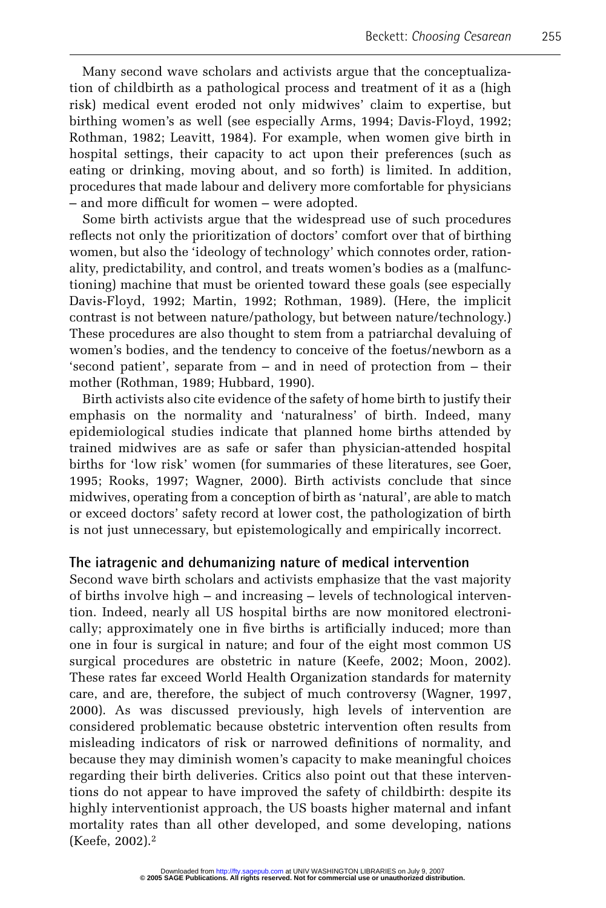Many second wave scholars and activists argue that the conceptualization of childbirth as a pathological process and treatment of it as a (high risk) medical event eroded not only midwives' claim to expertise, but birthing women's as well (see especially Arms, 1994; Davis-Floyd, 1992; Rothman, 1982; Leavitt, 1984). For example, when women give birth in hospital settings, their capacity to act upon their preferences (such as eating or drinking, moving about, and so forth) is limited. In addition, procedures that made labour and delivery more comfortable for physicians – and more difficult for women – were adopted.

Some birth activists argue that the widespread use of such procedures reflects not only the prioritization of doctors' comfort over that of birthing women, but also the 'ideology of technology' which connotes order, rationality, predictability, and control, and treats women's bodies as a (malfunctioning) machine that must be oriented toward these goals (see especially Davis-Floyd, 1992; Martin, 1992; Rothman, 1989). (Here, the implicit contrast is not between nature/pathology, but between nature/technology.) These procedures are also thought to stem from a patriarchal devaluing of women's bodies, and the tendency to conceive of the foetus/newborn as a 'second patient', separate from – and in need of protection from – their mother (Rothman, 1989; Hubbard, 1990).

Birth activists also cite evidence of the safety of home birth to justify their emphasis on the normality and 'naturalness' of birth. Indeed, many epidemiological studies indicate that planned home births attended by trained midwives are as safe or safer than physician-attended hospital births for 'low risk' women (for summaries of these literatures, see Goer, 1995; Rooks, 1997; Wagner, 2000). Birth activists conclude that since midwives, operating from a conception of birth as 'natural', are able to match or exceed doctors' safety record at lower cost, the pathologization of birth is not just unnecessary, but epistemologically and empirically incorrect.

### The iatragenic and dehumanizing nature of medical intervention

Second wave birth scholars and activists emphasize that the vast majority of births involve high – and increasing – levels of technological intervention. Indeed, nearly all US hospital births are now monitored electronically; approximately one in five births is artificially induced; more than one in four is surgical in nature; and four of the eight most common US surgical procedures are obstetric in nature (Keefe, 2002; Moon, 2002). These rates far exceed World Health Organization standards for maternity care, and are, therefore, the subject of much controversy (Wagner, 1997, 2000). As was discussed previously, high levels of intervention are considered problematic because obstetric intervention often results from misleading indicators of risk or narrowed definitions of normality, and because they may diminish women's capacity to make meaningful choices regarding their birth deliveries. Critics also point out that these interventions do not appear to have improved the safety of childbirth: despite its highly interventionist approach, the US boasts higher maternal and infant mortality rates than all other developed, and some developing, nations (Keefe, 2002).[2]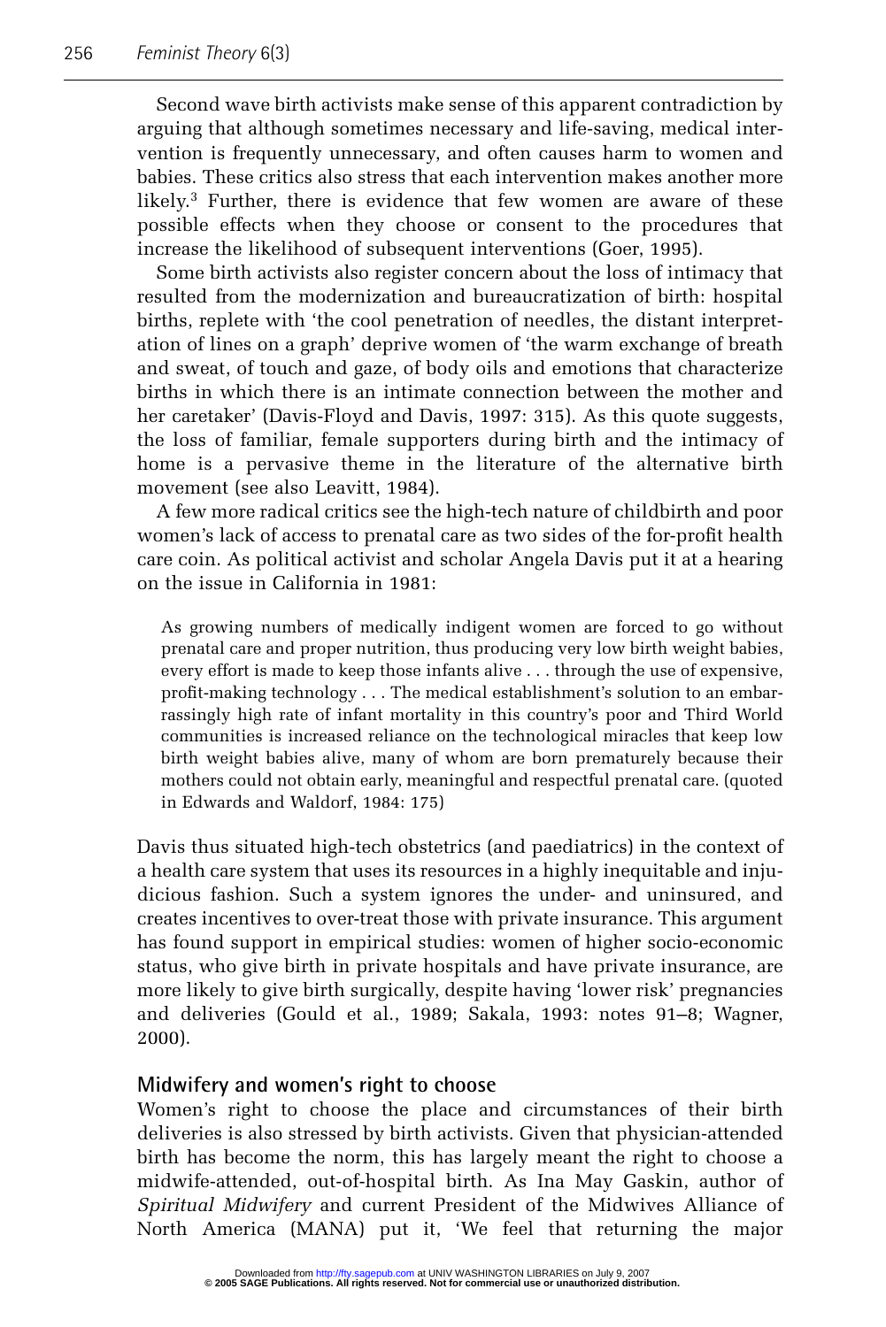Second wave birth activists make sense of this apparent contradiction by arguing that although sometimes necessary and life-saving, medical intervention is frequently unnecessary, and often causes harm to women and babies. These critics also stress that each intervention makes another more likely.[3] Further, there is evidence that few women are aware of these possible effects when they choose or consent to the procedures that increase the likelihood of subsequent interventions (Goer, 1995).

Some birth activists also register concern about the loss of intimacy that resulted from the modernization and bureaucratization of birth: hospital births, replete with 'the cool penetration of needles, the distant interpretation of lines on a graph' deprive women of 'the warm exchange of breath and sweat, of touch and gaze, of body oils and emotions that characterize births in which there is an intimate connection between the mother and her caretaker' (Davis-Floyd and Davis, 1997: 315). As this quote suggests, the loss of familiar, female supporters during birth and the intimacy of home is a pervasive theme in the literature of the alternative birth movement (see also Leavitt, 1984).

A few more radical critics see the high-tech nature of childbirth and poor women's lack of access to prenatal care as two sides of the for-profit health care coin. As political activist and scholar Angela Davis put it at a hearing on the issue in California in 1981:

> As growing numbers of medically indigent women are forced to go without prenatal care and proper nutrition, thus producing very low birth weight babies, every effort is made to keep those infants alive . . . through the use of expensive, profit-making technology . . . The medical establishment's solution to an embarrassingly high rate of infant mortality in this country's poor and Third World communities is increased reliance on the technological miracles that keep low birth weight babies alive, many of whom are born prematurely because their mothers could not obtain early, meaningful and respectful prenatal care. (quoted in Edwards and Waldorf, 1984: 175)

Davis thus situated high-tech obstetrics (and paediatrics) in the context of a health care system that uses its resources in a highly inequitable and injudicious fashion. Such a system ignores the under- and uninsured, and creates incentives to over-treat those with private insurance. This argument has found support in empirical studies: women of higher socio-economic status, who give birth in private hospitals and have private insurance, are more likely to give birth surgically, despite having 'lower risk' pregnancies and deliveries (Gould et al., 1989; Sakala, 1993: notes 91–8; Wagner, 2000).

### Midwifery and women's right to choose

Women's right to choose the place and circumstances of their birth deliveries is also stressed by birth activists. Given that physician-attended birth has become the norm, this has largely meant the right to choose a midwife-attended, out-of-hospital birth. As Ina May Gaskin, author of *Spiritual Midwifery* and current President of the Midwives Alliance of North America (MANA) put it, 'We feel that returning the major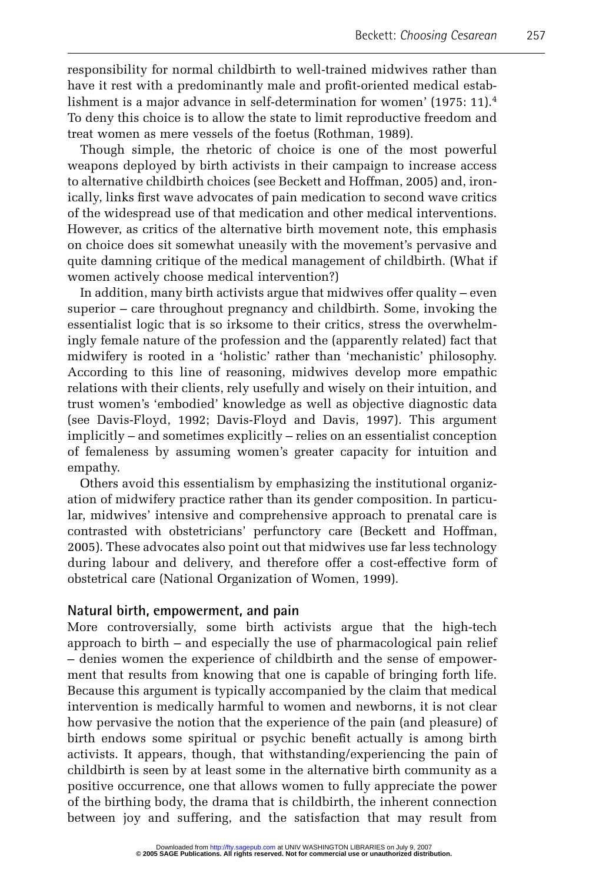responsibility for normal childbirth to well-trained midwives rather than have it rest with a predominantly male and profit-oriented medical establishment is a major advance in self-determination for women' (1975: 11).[4] To deny this choice is to allow the state to limit reproductive freedom and treat women as mere vessels of the foetus (Rothman, 1989).

Though simple, the rhetoric of choice is one of the most powerful weapons deployed by birth activists in their campaign to increase access to alternative childbirth choices (see Beckett and Hoffman, 2005) and, ironically, links first wave advocates of pain medication to second wave critics of the widespread use of that medication and other medical interventions. However, as critics of the alternative birth movement note, this emphasis on choice does sit somewhat uneasily with the movement's pervasive and quite damning critique of the medical management of childbirth. (What if women actively choose medical intervention?)

In addition, many birth activists argue that midwives offer quality – even superior – care throughout pregnancy and childbirth. Some, invoking the essentialist logic that is so irksome to their critics, stress the overwhelmingly female nature of the profession and the (apparently related) fact that midwifery is rooted in a 'holistic' rather than 'mechanistic' philosophy. According to this line of reasoning, midwives develop more empathic relations with their clients, rely usefully and wisely on their intuition, and trust women's 'embodied' knowledge as well as objective diagnostic data (see Davis-Floyd, 1992; Davis-Floyd and Davis, 1997). This argument implicitly – and sometimes explicitly – relies on an essentialist conception of femaleness by assuming women's greater capacity for intuition and empathy.

Others avoid this essentialism by emphasizing the institutional organization of midwifery practice rather than its gender composition. In particular, midwives' intensive and comprehensive approach to prenatal care is contrasted with obstetricians' perfunctory care (Beckett and Hoffman, 2005). These advocates also point out that midwives use far less technology during labour and delivery, and therefore offer a cost-effective form of obstetrical care (National Organization of Women, 1999).

### Natural birth, empowerment, and pain

More controversially, some birth activists argue that the high-tech approach to birth – and especially the use of pharmacological pain relief – denies women the experience of childbirth and the sense of empowerment that results from knowing that one is capable of bringing forth life. Because this argument is typically accompanied by the claim that medical intervention is medically harmful to women and newborns, it is not clear how pervasive the notion that the experience of the pain (and pleasure) of birth endows some spiritual or psychic benefit actually is among birth activists. It appears, though, that withstanding/experiencing the pain of childbirth is seen by at least some in the alternative birth community as a positive occurrence, one that allows women to fully appreciate the power of the birthing body, the drama that is childbirth, the inherent connection between joy and suffering, and the satisfaction that may result from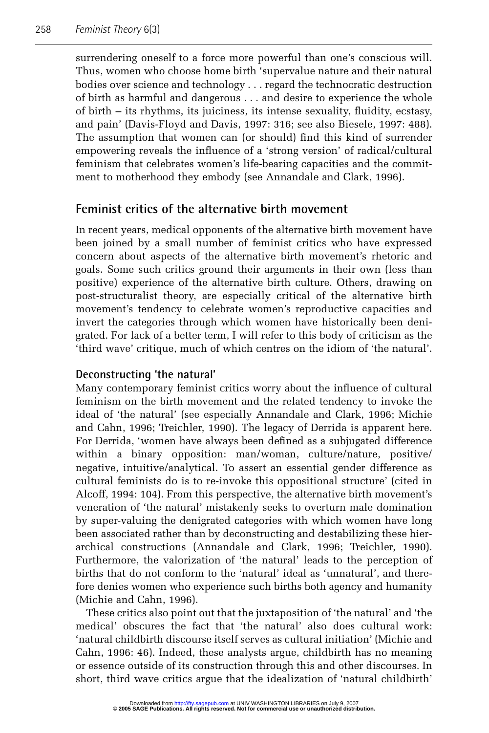surrendering oneself to a force more powerful than one's conscious will. Thus, women who choose home birth 'supervalue nature and their natural bodies over science and technology . . . regard the technocratic destruction of birth as harmful and dangerous . . . and desire to experience the whole of birth – its rhythms, its juiciness, its intense sexuality, fluidity, ecstasy, and pain' (Davis-Floyd and Davis, 1997: 316; see also Biesele, 1997: 488). The assumption that women can (or should) find this kind of surrender empowering reveals the influence of a 'strong version' of radical/cultural feminism that celebrates women's life-bearing capacities and the commitment to motherhood they embody (see Annandale and Clark, 1996).

## Feminist critics of the alternative birth movement

In recent years, medical opponents of the alternative birth movement have been joined by a small number of feminist critics who have expressed concern about aspects of the alternative birth movement's rhetoric and goals. Some such critics ground their arguments in their own (less than positive) experience of the alternative birth culture. Others, drawing on post-structuralist theory, are especially critical of the alternative birth movement's tendency to celebrate women's reproductive capacities and invert the categories through which women have historically been denigrated. For lack of a better term, I will refer to this body of criticism as the 'third wave' critique, much of which centres on the idiom of 'the natural'.

### Deconstructing 'the natural'

Many contemporary feminist critics worry about the influence of cultural feminism on the birth movement and the related tendency to invoke the ideal of 'the natural' (see especially Annandale and Clark, 1996; Michie and Cahn, 1996; Treichler, 1990). The legacy of Derrida is apparent here. For Derrida, 'women have always been defined as a subjugated difference within a binary opposition: man/woman, culture/nature, positive/negative, intuitive/analytical. To assert an essential gender difference as cultural feminists do is to re-invoke this oppositional structure' (cited in Alcoff, 1994: 104). From this perspective, the alternative birth movement's veneration of 'the natural' mistakenly seeks to overturn male domination by super-valuing the denigrated categories with which women have long been associated rather than by deconstructing and destabilizing these hierarchical constructions (Annandale and Clark, 1996; Treichler, 1990). Furthermore, the valorization of 'the natural' leads to the perception of births that do not conform to the 'natural' ideal as 'unnatural', and therefore denies women who experience such births both agency and humanity (Michie and Cahn, 1996).

These critics also point out that the juxtaposition of 'the natural' and 'the medical' obscures the fact that 'the natural' also does cultural work: 'natural childbirth discourse itself serves as cultural initiation' (Michie and Cahn, 1996: 46). Indeed, these analysts argue, childbirth has no meaning or essence outside of its construction through this and other discourses. In short, third wave critics argue that the idealization of 'natural childbirth'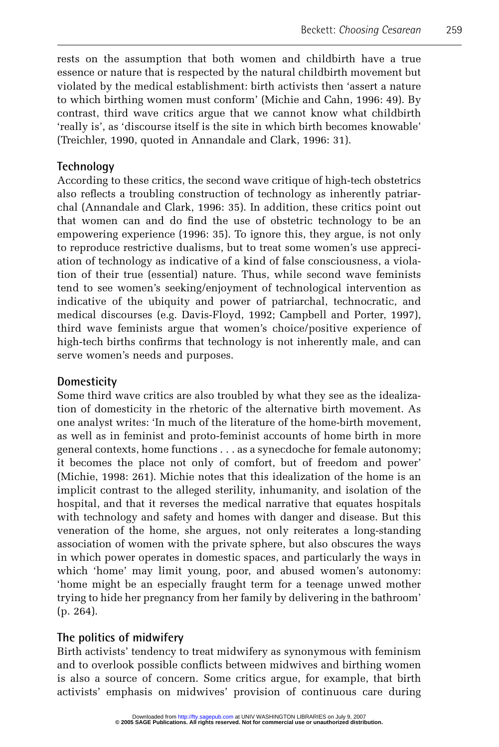rests on the assumption that both women and childbirth have a true essence or nature that is respected by the natural childbirth movement but violated by the medical establishment: birth activists then 'assert a nature to which birthing women must conform' (Michie and Cahn, 1996: 49). By contrast, third wave critics argue that we cannot know what childbirth 'really is', as 'discourse itself is the site in which birth becomes knowable' (Treichler, 1990, quoted in Annandale and Clark, 1996: 31).

### Technology

According to these critics, the second wave critique of high-tech obstetrics also reflects a troubling construction of technology as inherently patriarchal (Annandale and Clark, 1996: 35). In addition, these critics point out that women can and do find the use of obstetric technology to be an empowering experience (1996: 35). To ignore this, they argue, is not only to reproduce restrictive dualisms, but to treat some women's use appreciation of technology as indicative of a kind of false consciousness, a violation of their true (essential) nature. Thus, while second wave feminists tend to see women's seeking/enjoyment of technological intervention as indicative of the ubiquity and power of patriarchal, technocratic, and medical discourses (e.g. Davis-Floyd, 1992; Campbell and Porter, 1997), third wave feminists argue that women's choice/positive experience of high-tech births confirms that technology is not inherently male, and can serve women's needs and purposes.

### Domesticity

Some third wave critics are also troubled by what they see as the idealization of domesticity in the rhetoric of the alternative birth movement. As one analyst writes: 'In much of the literature of the home-birth movement, as well as in feminist and proto-feminist accounts of home birth in more general contexts, home functions . . . as a synecdoche for female autonomy; it becomes the place not only of comfort, but of freedom and power' (Michie, 1998: 261). Michie notes that this idealization of the home is an implicit contrast to the alleged sterility, inhumanity, and isolation of the hospital, and that it reverses the medical narrative that equates hospitals with technology and safety and homes with danger and disease. But this veneration of the home, she argues, not only reiterates a long-standing association of women with the private sphere, but also obscures the ways in which power operates in domestic spaces, and particularly the ways in which 'home' may limit young, poor, and abused women's autonomy: 'home might be an especially fraught term for a teenage unwed mother trying to hide her pregnancy from her family by delivering in the bathroom' (p. 264).

### The politics of midwifery

Birth activists' tendency to treat midwifery as synonymous with feminism and to overlook possible conflicts between midwives and birthing women is also a source of concern. Some critics argue, for example, that birth activists' emphasis on midwives' provision of continuous care during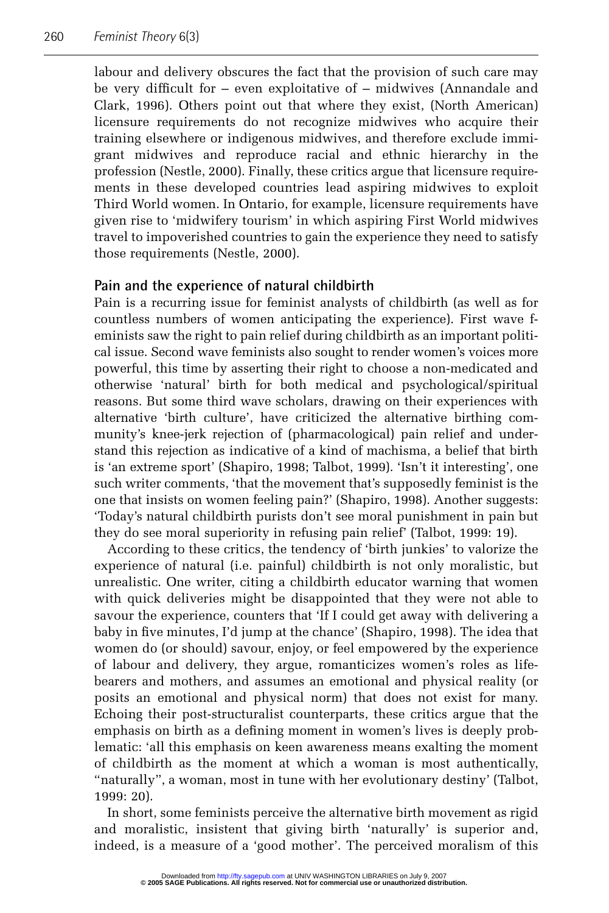labour and delivery obscures the fact that the provision of such care may be very difficult for – even exploitative of – midwives (Annandale and Clark, 1996). Others point out that where they exist, (North American) licensure requirements do not recognize midwives who acquire their training elsewhere or indigenous midwives, and therefore exclude immigrant midwives and reproduce racial and ethnic hierarchy in the profession (Nestle, 2000). Finally, these critics argue that licensure requirements in these developed countries lead aspiring midwives to exploit Third World women. In Ontario, for example, licensure requirements have given rise to 'midwifery tourism' in which aspiring First World midwives travel to impoverished countries to gain the experience they need to satisfy those requirements (Nestle, 2000).

## Pain and the experience of natural childbirth

Pain is a recurring issue for feminist analysts of childbirth (as well as for countless numbers of women anticipating the experience). First wave feminists saw the right to pain relief during childbirth as an important political issue. Second wave feminists also sought to render women's voices more powerful, this time by asserting their right to choose a non-medicated and otherwise 'natural' birth for both medical and psychological/spiritual reasons. But some third wave scholars, drawing on their experiences with alternative 'birth culture', have criticized the alternative birthing community's knee-jerk rejection of (pharmacological) pain relief and understand this rejection as indicative of a kind of machisma, a belief that birth is 'an extreme sport' (Shapiro, 1998; Talbot, 1999). 'Isn't it interesting', one such writer comments, 'that the movement that's supposedly feminist is the one that insists on women feeling pain?' (Shapiro, 1998). Another suggests: 'Today's natural childbirth purists don't see moral punishment in pain but they do see moral superiority in refusing pain relief' (Talbot, 1999: 19).

According to these critics, the tendency of 'birth junkies' to valorize the experience of natural (i.e. painful) childbirth is not only moralistic, but unrealistic. One writer, citing a childbirth educator warning that women with quick deliveries might be disappointed that they were not able to savour the experience, counters that 'If I could get away with delivering a baby in five minutes, I'd jump at the chance' (Shapiro, 1998). The idea that women do (or should) savour, enjoy, or feel empowered by the experience of labour and delivery, they argue, romanticizes women's roles as lifebearers and mothers, and assumes an emotional and physical reality (or posits an emotional and physical norm) that does not exist for many. Echoing their post-structuralist counterparts, these critics argue that the emphasis on birth as a defining moment in women's lives is deeply problematic: 'all this emphasis on keen awareness means exalting the moment of childbirth as the moment at which a woman is most authentically, "naturally", a woman, most in tune with her evolutionary destiny' (Talbot, 1999: 20).

In short, some feminists perceive the alternative birth movement as rigid and moralistic, insistent that giving birth 'naturally' is superior and, indeed, is a measure of a 'good mother'. The perceived moralism of this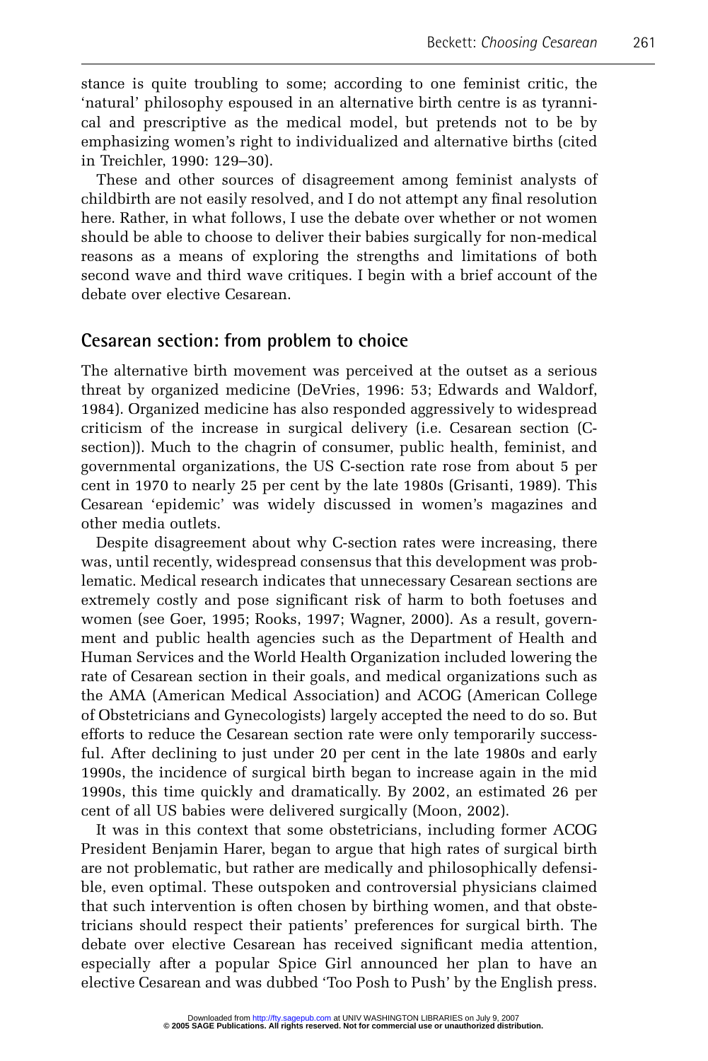stance is quite troubling to some; according to one feminist critic, the 'natural' philosophy espoused in an alternative birth centre is as tyrannical and prescriptive as the medical model, but pretends not to be by emphasizing women's right to individualized and alternative births (cited in Treichler, 1990: 129–30).

These and other sources of disagreement among feminist analysts of childbirth are not easily resolved, and I do not attempt any final resolution here. Rather, in what follows, I use the debate over whether or not women should be able to choose to deliver their babies surgically for non-medical reasons as a means of exploring the strengths and limitations of both second wave and third wave critiques. I begin with a brief account of the debate over elective Cesarean.

## Cesarean section: from problem to choice

The alternative birth movement was perceived at the outset as a serious threat by organized medicine (DeVries, 1996: 53; Edwards and Waldorf, 1984). Organized medicine has also responded aggressively to widespread criticism of the increase in surgical delivery (i.e. Cesarean section (C-section)). Much to the chagrin of consumer, public health, feminist, and governmental organizations, the US C-section rate rose from about 5 per cent in 1970 to nearly 25 per cent by the late 1980s (Grisanti, 1989). This Cesarean 'epidemic' was widely discussed in women's magazines and other media outlets.

Despite disagreement about why C-section rates were increasing, there was, until recently, widespread consensus that this development was problematic. Medical research indicates that unnecessary Cesarean sections are extremely costly and pose significant risk of harm to both foetuses and women (see Goer, 1995; Rooks, 1997; Wagner, 2000). As a result, government and public health agencies such as the Department of Health and Human Services and the World Health Organization included lowering the rate of Cesarean section in their goals, and medical organizations such as the AMA (American Medical Association) and ACOG (American College of Obstetricians and Gynecologists) largely accepted the need to do so. But efforts to reduce the Cesarean section rate were only temporarily successful. After declining to just under 20 per cent in the late 1980s and early 1990s, the incidence of surgical birth began to increase again in the mid 1990s, this time quickly and dramatically. By 2002, an estimated 26 per cent of all US babies were delivered surgically (Moon, 2002).

It was in this context that some obstetricians, including former ACOG President Benjamin Harer, began to argue that high rates of surgical birth are not problematic, but rather are medically and philosophically defensible, even optimal. These outspoken and controversial physicians claimed that such intervention is often chosen by birthing women, and that obstetricians should respect their patients' preferences for surgical birth. The debate over elective Cesarean has received significant media attention, especially after a popular Spice Girl announced her plan to have an elective Cesarean and was dubbed 'Too Posh to Push' by the English press.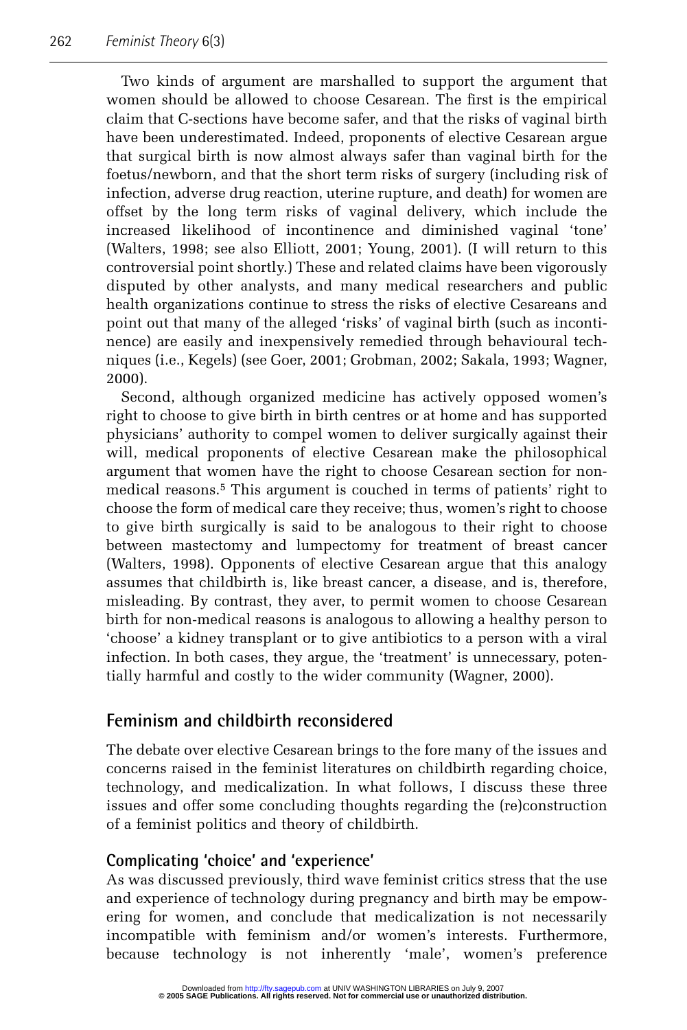Two kinds of argument are marshalled to support the argument that women should be allowed to choose Cesarean. The first is the empirical claim that C-sections have become safer, and that the risks of vaginal birth have been underestimated. Indeed, proponents of elective Cesarean argue that surgical birth is now almost always safer than vaginal birth for the foetus/newborn, and that the short term risks of surgery (including risk of infection, adverse drug reaction, uterine rupture, and death) for women are offset by the long term risks of vaginal delivery, which include the increased likelihood of incontinence and diminished vaginal 'tone' (Walters, 1998; see also Elliott, 2001; Young, 2001). (I will return to this controversial point shortly.) These and related claims have been vigorously disputed by other analysts, and many medical researchers and public health organizations continue to stress the risks of elective Cesareans and point out that many of the alleged 'risks' of vaginal birth (such as incontinence) are easily and inexpensively remedied through behavioural techniques (i.e., Kegels) (see Goer, 2001; Grobman, 2002; Sakala, 1993; Wagner, 2000).

Second, although organized medicine has actively opposed women's right to choose to give birth in birth centres or at home and has supported physicians' authority to compel women to deliver surgically against their will, medical proponents of elective Cesarean make the philosophical argument that women have the right to choose Cesarean section for non-medical reasons.[5] This argument is couched in terms of patients' right to choose the form of medical care they receive; thus, women's right to choose to give birth surgically is said to be analogous to their right to choose between mastectomy and lumpectomy for treatment of breast cancer (Walters, 1998). Opponents of elective Cesarean argue that this analogy assumes that childbirth is, like breast cancer, a disease, and is, therefore, misleading. By contrast, they aver, to permit women to choose Cesarean birth for non-medical reasons is analogous to allowing a healthy person to 'choose' a kidney transplant or to give antibiotics to a person with a viral infection. In both cases, they argue, the 'treatment' is unnecessary, potentially harmful and costly to the wider community (Wagner, 2000).

## Feminism and childbirth reconsidered

The debate over elective Cesarean brings to the fore many of the issues and concerns raised in the feminist literatures on childbirth regarding choice, technology, and medicalization. In what follows, I discuss these three issues and offer some concluding thoughts regarding the (re)construction of a feminist politics and theory of childbirth.

### Complicating 'choice' and 'experience'

As was discussed previously, third wave feminist critics stress that the use and experience of technology during pregnancy and birth may be empowering for women, and conclude that medicalization is not necessarily incompatible with feminism and/or women's interests. Furthermore, because technology is not inherently 'male', women's preference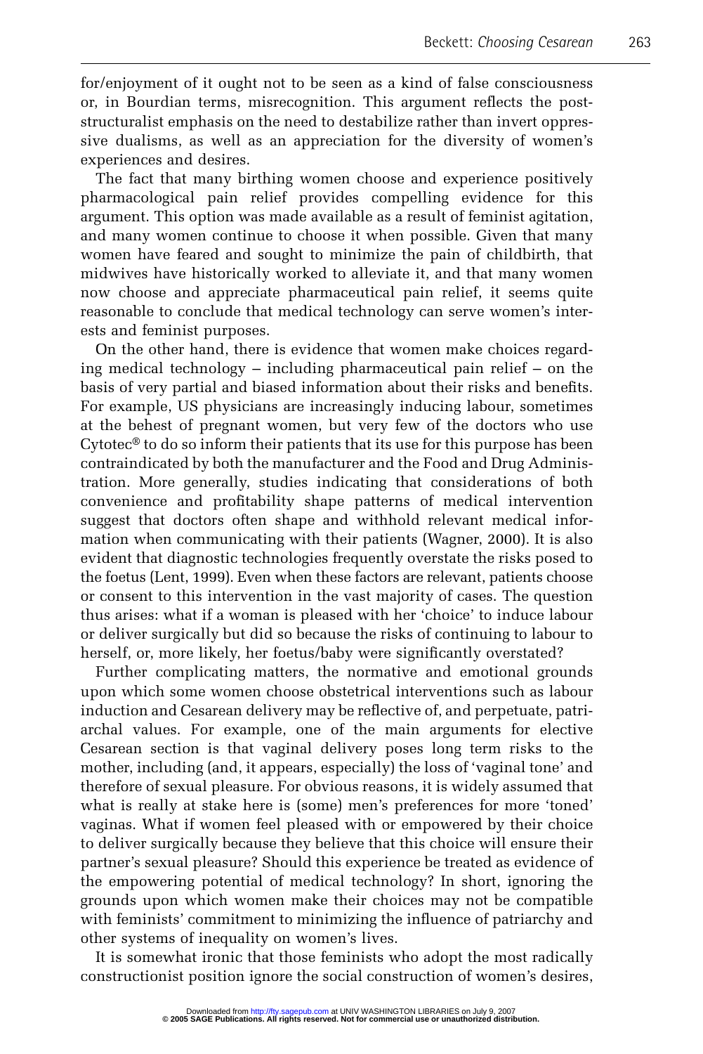for/enjoyment of it ought not to be seen as a kind of false consciousness or, in Bourdian terms, misrecognition. This argument reflects the post-structuralist emphasis on the need to destabilize rather than invert oppressive dualisms, as well as an appreciation for the diversity of women's experiences and desires.

The fact that many birthing women choose and experience positively pharmacological pain relief provides compelling evidence for this argument. This option was made available as a result of feminist agitation, and many women continue to choose it when possible. Given that many women have feared and sought to minimize the pain of childbirth, that midwives have historically worked to alleviate it, and that many women now choose and appreciate pharmaceutical pain relief, it seems quite reasonable to conclude that medical technology can serve women's interests and feminist purposes.

On the other hand, there is evidence that women make choices regarding medical technology – including pharmaceutical pain relief – on the basis of very partial and biased information about their risks and benefits. For example, US physicians are increasingly inducing labour, sometimes at the behest of pregnant women, but very few of the doctors who use Cytotec® to do so inform their patients that its use for this purpose has been contraindicated by both the manufacturer and the Food and Drug Administration. More generally, studies indicating that considerations of both convenience and profitability shape patterns of medical intervention suggest that doctors often shape and withhold relevant medical information when communicating with their patients (Wagner, 2000). It is also evident that diagnostic technologies frequently overstate the risks posed to the foetus (Lent, 1999). Even when these factors are relevant, patients choose or consent to this intervention in the vast majority of cases. The question thus arises: what if a woman is pleased with her 'choice' to induce labour or deliver surgically but did so because the risks of continuing to labour to herself, or, more likely, her foetus/baby were significantly overstated?

Further complicating matters, the normative and emotional grounds upon which some women choose obstetrical interventions such as labour induction and Cesarean delivery may be reflective of, and perpetuate, patriarchal values. For example, one of the main arguments for elective Cesarean section is that vaginal delivery poses long term risks to the mother, including (and, it appears, especially) the loss of 'vaginal tone' and therefore of sexual pleasure. For obvious reasons, it is widely assumed that what is really at stake here is (some) men's preferences for more 'toned' vaginas. What if women feel pleased with or empowered by their choice to deliver surgically because they believe that this choice will ensure their partner's sexual pleasure? Should this experience be treated as evidence of the empowering potential of medical technology? In short, ignoring the grounds upon which women make their choices may not be compatible with feminists' commitment to minimizing the influence of patriarchy and other systems of inequality on women's lives.

It is somewhat ironic that those feminists who adopt the most radically constructionist position ignore the social construction of women's desires,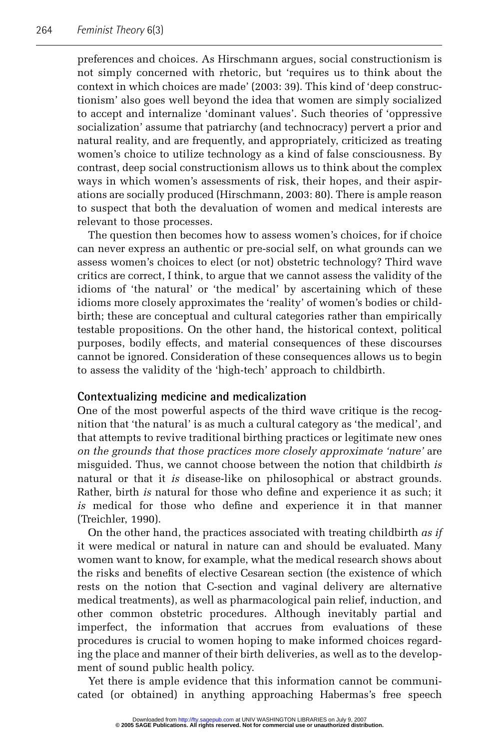preferences and choices. As Hirschmann argues, social constructionism is not simply concerned with rhetoric, but 'requires us to think about the context in which choices are made' (2003: 39). This kind of 'deep constructionism' also goes well beyond the idea that women are simply socialized to accept and internalize 'dominant values'. Such theories of 'oppressive socialization' assume that patriarchy (and technocracy) pervert a prior and natural reality, and are frequently, and appropriately, criticized as treating women's choice to utilize technology as a kind of false consciousness. By contrast, deep social constructionism allows us to think about the complex ways in which women's assessments of risk, their hopes, and their aspirations are socially produced (Hirschmann, 2003: 80). There is ample reason to suspect that both the devaluation of women and medical interests are relevant to those processes.

The question then becomes how to assess women's choices, for if choice can never express an authentic or pre-social self, on what grounds can we assess women's choices to elect (or not) obstetric technology? Third wave critics are correct, I think, to argue that we cannot assess the validity of the idioms of 'the natural' or 'the medical' by ascertaining which of these idioms more closely approximates the 'reality' of women's bodies or childbirth; these are conceptual and cultural categories rather than empirically testable propositions. On the other hand, the historical context, political purposes, bodily effects, and material consequences of these discourses cannot be ignored. Consideration of these consequences allows us to begin to assess the validity of the 'high-tech' approach to childbirth.

## Contextualizing medicine and medicalization

One of the most powerful aspects of the third wave critique is the recognition that 'the natural' is as much a cultural category as 'the medical', and that attempts to revive traditional birthing practices or legitimate new ones *on the grounds that those practices more closely approximate 'nature'* are misguided. Thus, we cannot choose between the notion that childbirth *is* natural or that it *is* disease-like on philosophical or abstract grounds. Rather, birth *is* natural for those who define and experience it as such; it *is* medical for those who define and experience it in that manner (Treichler, 1990).

On the other hand, the practices associated with treating childbirth *as if* it were medical or natural in nature can and should be evaluated. Many women want to know, for example, what the medical research shows about the risks and benefits of elective Cesarean section (the existence of which rests on the notion that C-section and vaginal delivery are alternative medical treatments), as well as pharmacological pain relief, induction, and other common obstetric procedures. Although inevitably partial and imperfect, the information that accrues from evaluations of these procedures is crucial to women hoping to make informed choices regarding the place and manner of their birth deliveries, as well as to the development of sound public health policy.

Yet there is ample evidence that this information cannot be communicated (or obtained) in anything approaching Habermas's free speech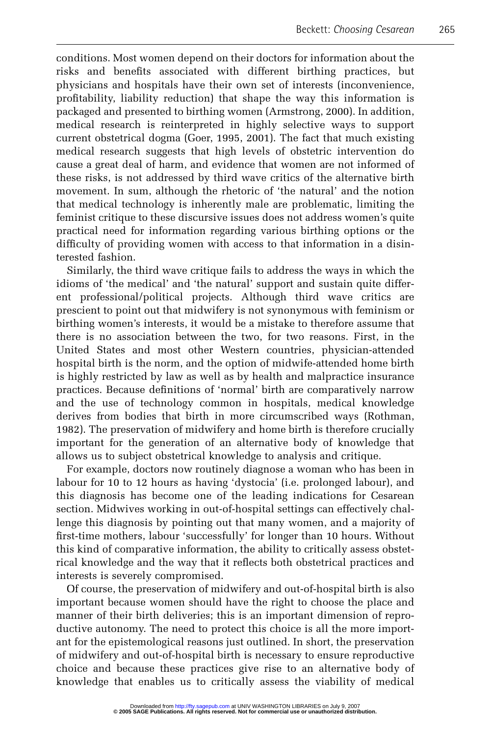conditions. Most women depend on their doctors for information about the risks and benefits associated with different birthing practices, but physicians and hospitals have their own set of interests (inconvenience, profitability, liability reduction) that shape the way this information is packaged and presented to birthing women (Armstrong, 2000). In addition, medical research is reinterpreted in highly selective ways to support current obstetrical dogma (Goer, 1995, 2001). The fact that much existing medical research suggests that high levels of obstetric intervention do cause a great deal of harm, and evidence that women are not informed of these risks, is not addressed by third wave critics of the alternative birth movement. In sum, although the rhetoric of 'the natural' and the notion that medical technology is inherently male are problematic, limiting the feminist critique to these discursive issues does not address women's quite practical need for information regarding various birthing options or the difficulty of providing women with access to that information in a disinterested fashion.

Similarly, the third wave critique fails to address the ways in which the idioms of 'the medical' and 'the natural' support and sustain quite different professional/political projects. Although third wave critics are prescient to point out that midwifery is not synonymous with feminism or birthing women's interests, it would be a mistake to therefore assume that there is no association between the two, for two reasons. First, in the United States and most other Western countries, physician-attended hospital birth is the norm, and the option of midwife-attended home birth is highly restricted by law as well as by health and malpractice insurance practices. Because definitions of 'normal' birth are comparatively narrow and the use of technology common in hospitals, medical knowledge derives from bodies that birth in more circumscribed ways (Rothman, 1982). The preservation of midwifery and home birth is therefore crucially important for the generation of an alternative body of knowledge that allows us to subject obstetrical knowledge to analysis and critique.

For example, doctors now routinely diagnose a woman who has been in labour for 10 to 12 hours as having 'dystocia' (i.e. prolonged labour), and this diagnosis has become one of the leading indications for Cesarean section. Midwives working in out-of-hospital settings can effectively challenge this diagnosis by pointing out that many women, and a majority of first-time mothers, labour 'successfully' for longer than 10 hours. Without this kind of comparative information, the ability to critically assess obstetrical knowledge and the way that it reflects both obstetrical practices and interests is severely compromised.

Of course, the preservation of midwifery and out-of-hospital birth is also important because women should have the right to choose the place and manner of their birth deliveries; this is an important dimension of reproductive autonomy. The need to protect this choice is all the more important for the epistemological reasons just outlined. In short, the preservation of midwifery and out-of-hospital birth is necessary to ensure reproductive choice and because these practices give rise to an alternative body of knowledge that enables us to critically assess the viability of medical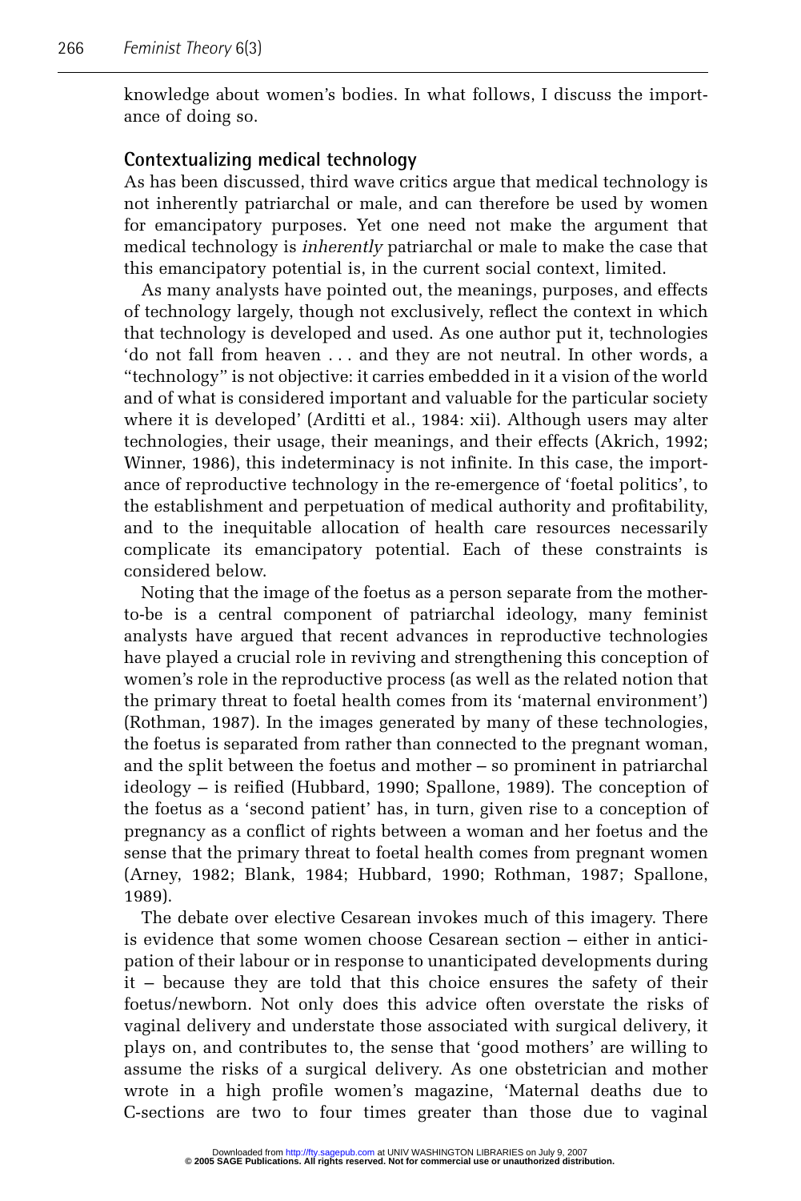knowledge about women's bodies. In what follows, I discuss the importance of doing so.

## Contextualizing medical technology

As has been discussed, third wave critics argue that medical technology is not inherently patriarchal or male, and can therefore be used by women for emancipatory purposes. Yet one need not make the argument that medical technology is *inherently* patriarchal or male to make the case that this emancipatory potential is, in the current social context, limited.

As many analysts have pointed out, the meanings, purposes, and effects of technology largely, though not exclusively, reflect the context in which that technology is developed and used. As one author put it, technologies 'do not fall from heaven . . . and they are not neutral. In other words, a "technology" is not objective: it carries embedded in it a vision of the world and of what is considered important and valuable for the particular society where it is developed' (Arditti et al., 1984: xii). Although users may alter technologies, their usage, their meanings, and their effects (Akrich, 1992; Winner, 1986), this indeterminacy is not infinite. In this case, the importance of reproductive technology in the re-emergence of 'foetal politics', to the establishment and perpetuation of medical authority and profitability, and to the inequitable allocation of health care resources necessarily complicate its emancipatory potential. Each of these constraints is considered below.

Noting that the image of the foetus as a person separate from the mother-to-be is a central component of patriarchal ideology, many feminist analysts have argued that recent advances in reproductive technologies have played a crucial role in reviving and strengthening this conception of women's role in the reproductive process (as well as the related notion that the primary threat to foetal health comes from its 'maternal environment') (Rothman, 1987). In the images generated by many of these technologies, the foetus is separated from rather than connected to the pregnant woman, and the split between the foetus and mother – so prominent in patriarchal ideology – is reified (Hubbard, 1990; Spallone, 1989). The conception of the foetus as a 'second patient' has, in turn, given rise to a conception of pregnancy as a conflict of rights between a woman and her foetus and the sense that the primary threat to foetal health comes from pregnant women (Arney, 1982; Blank, 1984; Hubbard, 1990; Rothman, 1987; Spallone, 1989).

The debate over elective Cesarean invokes much of this imagery. There is evidence that some women choose Cesarean section – either in anticipation of their labour or in response to unanticipated developments during it – because they are told that this choice ensures the safety of their foetus/newborn. Not only does this advice often overstate the risks of vaginal delivery and understate those associated with surgical delivery, it plays on, and contributes to, the sense that 'good mothers' are willing to assume the risks of a surgical delivery. As one obstetrician and mother wrote in a high profile women's magazine, 'Maternal deaths due to C-sections are two to four times greater than those due to vaginal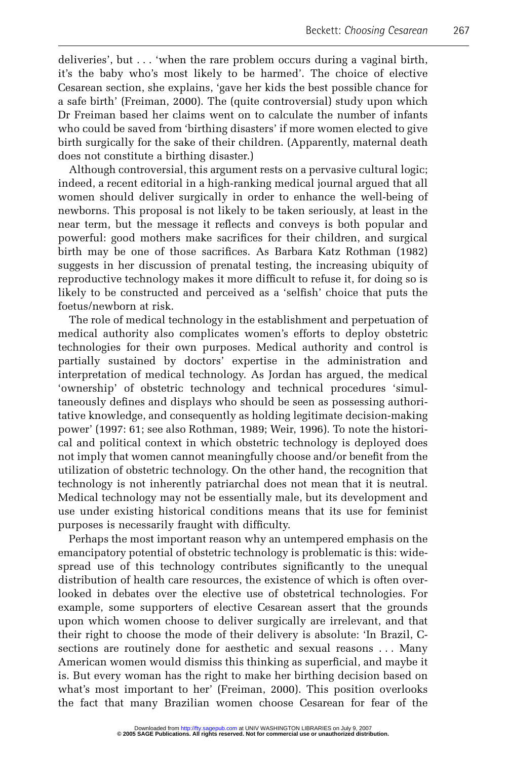deliveries', but . . . 'when the rare problem occurs during a vaginal birth, it's the baby who's most likely to be harmed'. The choice of elective Cesarean section, she explains, 'gave her kids the best possible chance for a safe birth' (Freiman, 2000). The (quite controversial) study upon which Dr Freiman based her claims went on to calculate the number of infants who could be saved from 'birthing disasters' if more women elected to give birth surgically for the sake of their children. (Apparently, maternal death does not constitute a birthing disaster.)

Although controversial, this argument rests on a pervasive cultural logic; indeed, a recent editorial in a high-ranking medical journal argued that all women should deliver surgically in order to enhance the well-being of newborns. This proposal is not likely to be taken seriously, at least in the near term, but the message it reflects and conveys is both popular and powerful: good mothers make sacrifices for their children, and surgical birth may be one of those sacrifices. As Barbara Katz Rothman (1982) suggests in her discussion of prenatal testing, the increasing ubiquity of reproductive technology makes it more difficult to refuse it, for doing so is likely to be constructed and perceived as a 'selfish' choice that puts the foetus/newborn at risk.

The role of medical technology in the establishment and perpetuation of medical authority also complicates women's efforts to deploy obstetric technologies for their own purposes. Medical authority and control is partially sustained by doctors' expertise in the administration and interpretation of medical technology. As Jordan has argued, the medical 'ownership' of obstetric technology and technical procedures 'simultaneously defines and displays who should be seen as possessing authoritative knowledge, and consequently as holding legitimate decision-making power' (1997: 61; see also Rothman, 1989; Weir, 1996). To note the historical and political context in which obstetric technology is deployed does not imply that women cannot meaningfully choose and/or benefit from the utilization of obstetric technology. On the other hand, the recognition that technology is not inherently patriarchal does not mean that it is neutral. Medical technology may not be essentially male, but its development and use under existing historical conditions means that its use for feminist purposes is necessarily fraught with difficulty.

Perhaps the most important reason why an untempered emphasis on the emancipatory potential of obstetric technology is problematic is this: widespread use of this technology contributes significantly to the unequal distribution of health care resources, the existence of which is often overlooked in debates over the elective use of obstetrical technologies. For example, some supporters of elective Cesarean assert that the grounds upon which women choose to deliver surgically are irrelevant, and that their right to choose the mode of their delivery is absolute: 'In Brazil, C-sections are routinely done for aesthetic and sexual reasons . . . Many American women would dismiss this thinking as superficial, and maybe it is. But every woman has the right to make her birthing decision based on what's most important to her' (Freiman, 2000). This position overlooks the fact that many Brazilian women choose Cesarean for fear of the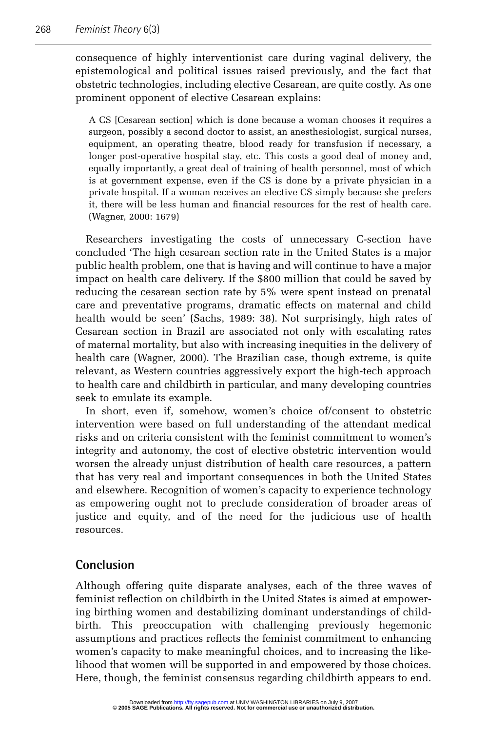consequence of highly interventionist care during vaginal delivery, the epistemological and political issues raised previously, and the fact that obstetric technologies, including elective Cesarean, are quite costly. As one prominent opponent of elective Cesarean explains:

> A CS [Cesarean section] which is done because a woman chooses it requires a surgeon, possibly a second doctor to assist, an anesthesiologist, surgical nurses, equipment, an operating theatre, blood ready for transfusion if necessary, a longer post-operative hospital stay, etc. This costs a good deal of money and, equally importantly, a great deal of training of health personnel, most of which is at government expense, even if the CS is done by a private physician in a private hospital. If a woman receives an elective CS simply because she prefers it, there will be less human and financial resources for the rest of health care. (Wagner, 2000: 1679)

Researchers investigating the costs of unnecessary C-section have concluded 'The high cesarean section rate in the United States is a major public health problem, one that is having and will continue to have a major impact on health care delivery. If the $800 million that could be saved by reducing the cesarean section rate by 5% were spent instead on prenatal care and preventative programs, dramatic effects on maternal and child health would be seen' (Sachs, 1989: 38). Not surprisingly, high rates of Cesarean section in Brazil are associated not only with escalating rates of maternal mortality, but also with increasing inequities in the delivery of health care (Wagner, 2000). The Brazilian case, though extreme, is quite relevant, as Western countries aggressively export the high-tech approach to health care and childbirth in particular, and many developing countries seek to emulate its example.

In short, even if, somehow, women's choice of/consent to obstetric intervention were based on full understanding of the attendant medical risks and on criteria consistent with the feminist commitment to women's integrity and autonomy, the cost of elective obstetric intervention would worsen the already unjust distribution of health care resources, a pattern that has very real and important consequences in both the United States and elsewhere. Recognition of women's capacity to experience technology as empowering ought not to preclude consideration of broader areas of justice and equity, and of the need for the judicious use of health resources.

## Conclusion

Although offering quite disparate analyses, each of the three waves of feminist reflection on childbirth in the United States is aimed at empowering birthing women and destabilizing dominant understandings of childbirth. This preoccupation with challenging previously hegemonic assumptions and practices reflects the feminist commitment to enhancing women's capacity to make meaningful choices, and to increasing the likelihood that women will be supported in and empowered by those choices. Here, though, the feminist consensus regarding childbirth appears to end.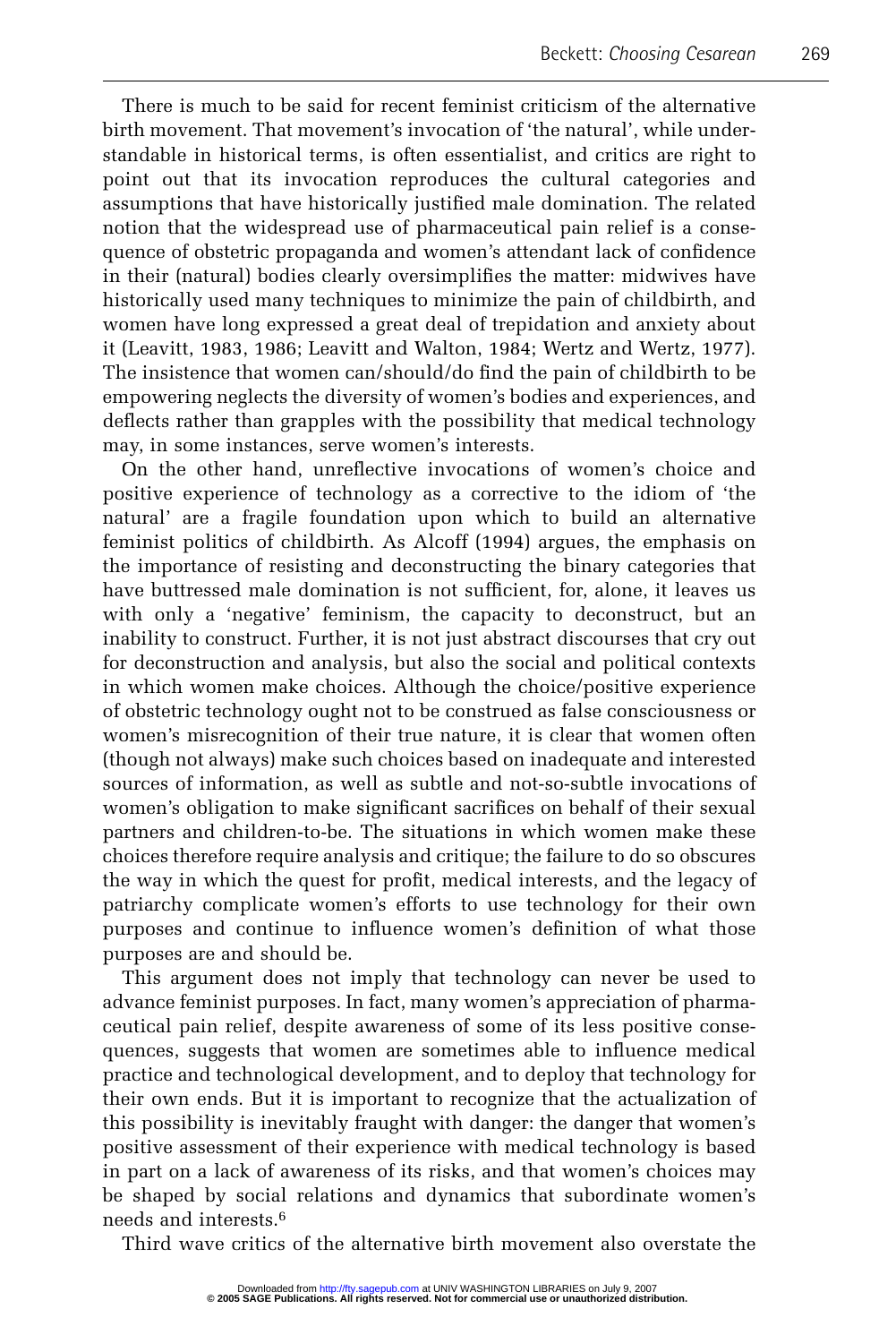There is much to be said for recent feminist criticism of the alternative birth movement. That movement's invocation of 'the natural', while understandable in historical terms, is often essentialist, and critics are right to point out that its invocation reproduces the cultural categories and assumptions that have historically justified male domination. The related notion that the widespread use of pharmaceutical pain relief is a consequence of obstetric propaganda and women's attendant lack of confidence in their (natural) bodies clearly oversimplifies the matter: midwives have historically used many techniques to minimize the pain of childbirth, and women have long expressed a great deal of trepidation and anxiety about it (Leavitt, 1983, 1986; Leavitt and Walton, 1984; Wertz and Wertz, 1977). The insistence that women can/should/do find the pain of childbirth to be empowering neglects the diversity of women's bodies and experiences, and deflects rather than grapples with the possibility that medical technology may, in some instances, serve women's interests.

On the other hand, unreflective invocations of women's choice and positive experience of technology as a corrective to the idiom of 'the natural' are a fragile foundation upon which to build an alternative feminist politics of childbirth. As Alcoff (1994) argues, the emphasis on the importance of resisting and deconstructing the binary categories that have buttressed male domination is not sufficient, for, alone, it leaves us with only a 'negative' feminism, the capacity to deconstruct, but an inability to construct. Further, it is not just abstract discourses that cry out for deconstruction and analysis, but also the social and political contexts in which women make choices. Although the choice/positive experience of obstetric technology ought not to be construed as false consciousness or women's misrecognition of their true nature, it is clear that women often (though not always) make such choices based on inadequate and interested sources of information, as well as subtle and not-so-subtle invocations of women's obligation to make significant sacrifices on behalf of their sexual partners and children-to-be. The situations in which women make these choices therefore require analysis and critique; the failure to do so obscures the way in which the quest for profit, medical interests, and the legacy of patriarchy complicate women's efforts to use technology for their own purposes and continue to influence women's definition of what those purposes are and should be.

This argument does not imply that technology can never be used to advance feminist purposes. In fact, many women's appreciation of pharmaceutical pain relief, despite awareness of some of its less positive consequences, suggests that women are sometimes able to influence medical practice and technological development, and to deploy that technology for their own ends. But it is important to recognize that the actualization of this possibility is inevitably fraught with danger: the danger that women's positive assessment of their experience with medical technology is based in part on a lack of awareness of its risks, and that women's choices may be shaped by social relations and dynamics that subordinate women's needs and interests.[6]

Third wave critics of the alternative birth movement also overstate the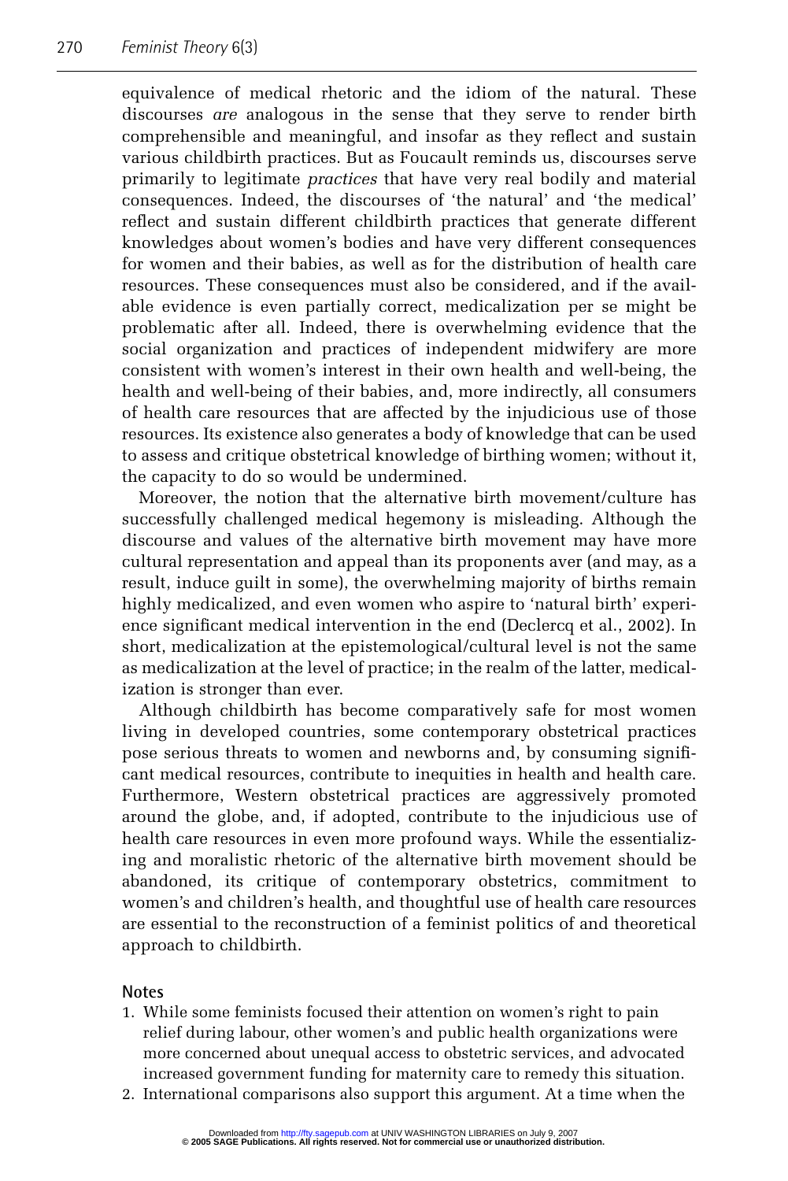equivalence of medical rhetoric and the idiom of the natural. These discourses *are* analogous in the sense that they serve to render birth comprehensible and meaningful, and insofar as they reflect and sustain various childbirth practices. But as Foucault reminds us, discourses serve primarily to legitimate *practices* that have very real bodily and material consequences. Indeed, the discourses of 'the natural' and 'the medical' reflect and sustain different childbirth practices that generate different knowledges about women's bodies and have very different consequences for women and their babies, as well as for the distribution of health care resources. These consequences must also be considered, and if the available evidence is even partially correct, medicalization per se might be problematic after all. Indeed, there is overwhelming evidence that the social organization and practices of independent midwifery are more consistent with women's interest in their own health and well-being, the health and well-being of their babies, and, more indirectly, all consumers of health care resources that are affected by the injudicious use of those resources. Its existence also generates a body of knowledge that can be used to assess and critique obstetrical knowledge of birthing women; without it, the capacity to do so would be undermined.

Moreover, the notion that the alternative birth movement/culture has successfully challenged medical hegemony is misleading. Although the discourse and values of the alternative birth movement may have more cultural representation and appeal than its proponents aver (and may, as a result, induce guilt in some), the overwhelming majority of births remain highly medicalized, and even women who aspire to 'natural birth' experience significant medical intervention in the end (Declercq et al., 2002). In short, medicalization at the epistemological/cultural level is not the same as medicalization at the level of practice; in the realm of the latter, medicalization is stronger than ever.

Although childbirth has become comparatively safe for most women living in developed countries, some contemporary obstetrical practices pose serious threats to women and newborns and, by consuming significant medical resources, contribute to inequities in health and health care. Furthermore, Western obstetrical practices are aggressively promoted around the globe, and, if adopted, contribute to the injudicious use of health care resources in even more profound ways. While the essentializing and moralistic rhetoric of the alternative birth movement should be abandoned, its critique of contemporary obstetrics, commitment to women's and children's health, and thoughtful use of health care resources are essential to the reconstruction of a feminist politics of and theoretical approach to childbirth.

## Notes

1. While some feminists focused their attention on women's right to pain relief during labour, other women's and public health organizations were more concerned about unequal access to obstetric services, and advocated increased government funding for maternity care to remedy this situation.
2. International comparisons also support this argument. At a time when the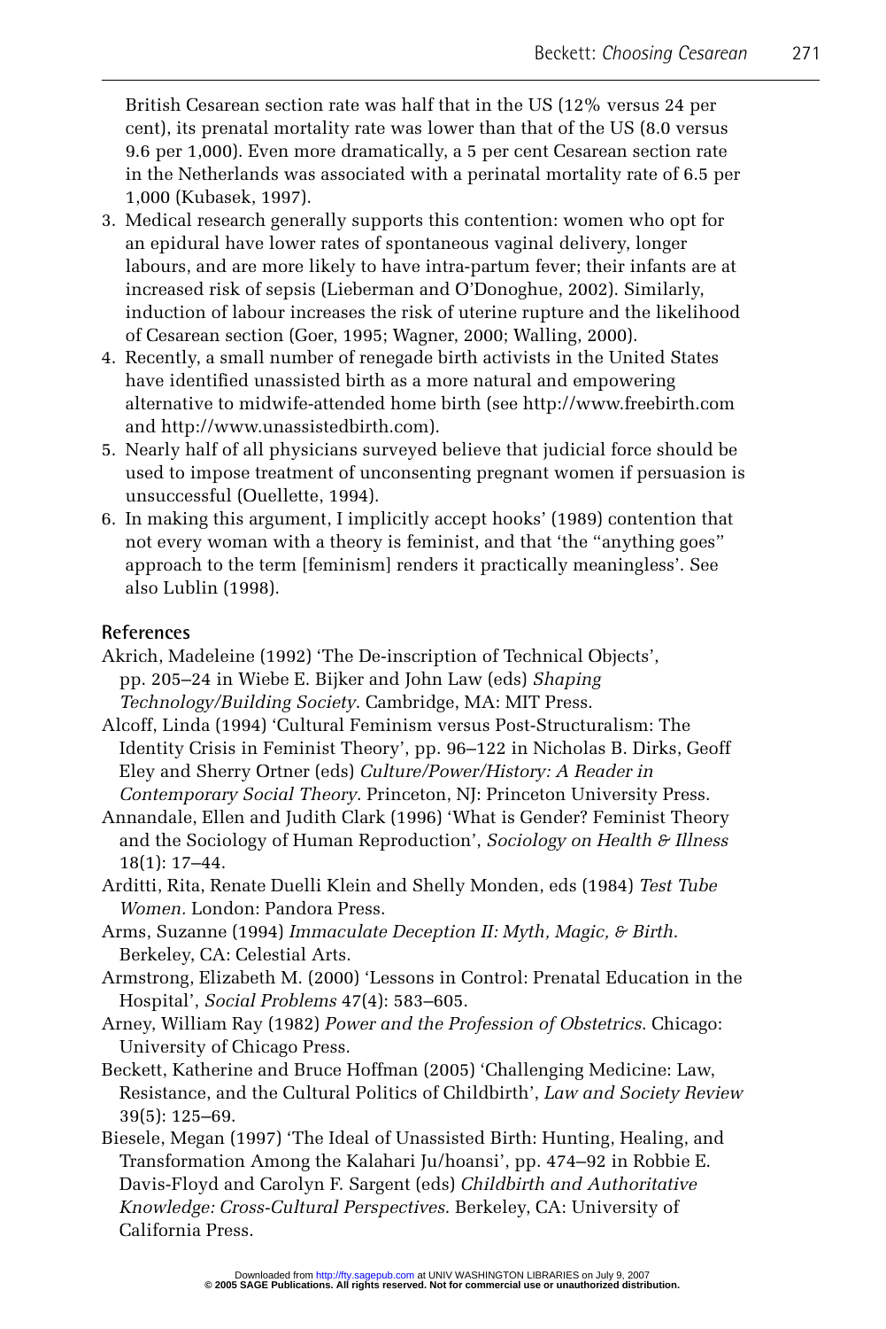British Cesarean section rate was half that in the US (12% versus 24 per cent), its prenatal mortality rate was lower than that of the US (8.0 versus 9.6 per 1,000). Even more dramatically, a 5 per cent Cesarean section rate in the Netherlands was associated with a perinatal mortality rate of 6.5 per 1,000 (Kubasek, 1997).

3. Medical research generally supports this contention: women who opt for an epidural have lower rates of spontaneous vaginal delivery, longer labours, and are more likely to have intra-partum fever; their infants are at increased risk of sepsis (Lieberman and O'Donoghue, 2002). Similarly, induction of labour increases the risk of uterine rupture and the likelihood of Cesarean section (Goer, 1995; Wagner, 2000; Walling, 2000).
4. Recently, a small number of renegade birth activists in the United States have identified unassisted birth as a more natural and empowering alternative to midwife-attended home birth (see http://www.freebirth.com and http://www.unassistedbirth.com).
5. Nearly half of all physicians surveyed believe that judicial force should be used to impose treatment of unconsenting pregnant women if persuasion is unsuccessful (Ouellette, 1994).
6. In making this argument, I implicitly accept hooks' (1989) contention that not every woman with a theory is feminist, and that 'the "anything goes" approach to the term [feminism] renders it practically meaningless'. See also Lublin (1998).

## References

Akrich, Madeleine (1992) 'The De-inscription of Technical Objects', pp. 205–24 in Wiebe E. Bijker and John Law (eds) *Shaping Technology/Building Society*. Cambridge, MA: MIT Press.

Alcoff, Linda (1994) 'Cultural Feminism versus Post-Structuralism: The Identity Crisis in Feminist Theory', pp. 96–122 in Nicholas B. Dirks, Geoff Eley and Sherry Ortner (eds) *Culture/Power/History: A Reader in Contemporary Social Theory*. Princeton, NJ: Princeton University Press.

Annandale, Ellen and Judith Clark (1996) 'What is Gender? Feminist Theory and the Sociology of Human Reproduction', *Sociology on Health & Illness* 18(1): 17–44.

Arditti, Rita, Renate Duelli Klein and Shelly Monden, eds (1984) *Test Tube Women.* London: Pandora Press.

Arms, Suzanne (1994) *Immaculate Deception II: Myth, Magic, & Birth*. Berkeley, CA: Celestial Arts.

Armstrong, Elizabeth M. (2000) 'Lessons in Control: Prenatal Education in the Hospital', *Social Problems* 47(4): 583–605.

Arney, William Ray (1982) *Power and the Profession of Obstetrics*. Chicago: University of Chicago Press.

Beckett, Katherine and Bruce Hoffman (2005) 'Challenging Medicine: Law, Resistance, and the Cultural Politics of Childbirth', *Law and Society Review* 39(5): 125–69.

Biesele, Megan (1997) 'The Ideal of Unassisted Birth: Hunting, Healing, and Transformation Among the Kalahari Ju/hoansi', pp. 474–92 in Robbie E. Davis-Floyd and Carolyn F. Sargent (eds) *Childbirth and Authoritative Knowledge: Cross-Cultural Perspectives*. Berkeley, CA: University of California Press.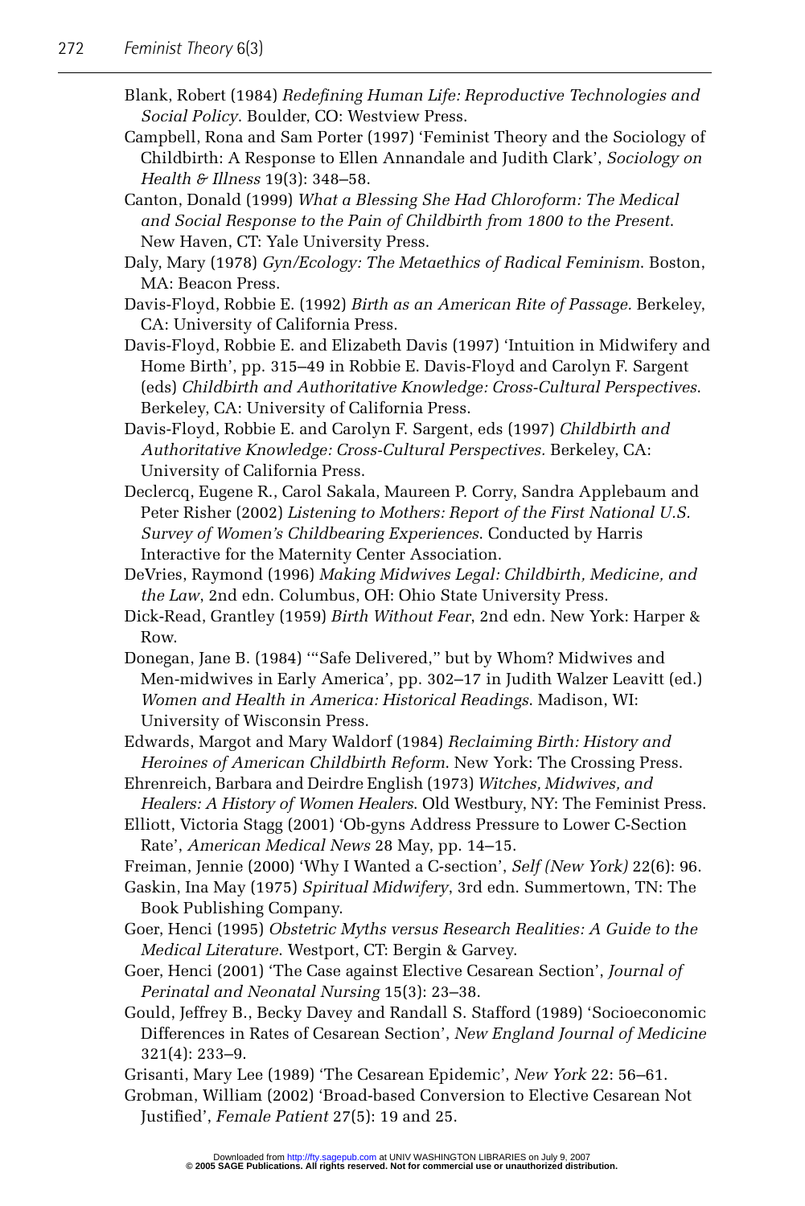Blank, Robert (1984) *Redefining Human Life: Reproductive Technologies and Social Policy*. Boulder, CO: Westview Press.

Campbell, Rona and Sam Porter (1997) 'Feminist Theory and the Sociology of Childbirth: A Response to Ellen Annandale and Judith Clark', *Sociology on Health & Illness* 19(3): 348–58.

Canton, Donald (1999) *What a Blessing She Had Chloroform: The Medical and Social Response to the Pain of Childbirth from 1800 to the Present*. New Haven, CT: Yale University Press.

Daly, Mary (1978) *Gyn/Ecology: The Metaethics of Radical Feminism*. Boston, MA: Beacon Press.

Davis-Floyd, Robbie E. (1992) *Birth as an American Rite of Passage*. Berkeley, CA: University of California Press.

Davis-Floyd, Robbie E. and Elizabeth Davis (1997) 'Intuition in Midwifery and Home Birth', pp. 315–49 in Robbie E. Davis-Floyd and Carolyn F. Sargent (eds) *Childbirth and Authoritative Knowledge: Cross-Cultural Perspectives*. Berkeley, CA: University of California Press.

Davis-Floyd, Robbie E. and Carolyn F. Sargent, eds (1997) *Childbirth and Authoritative Knowledge: Cross-Cultural Perspectives*. Berkeley, CA: University of California Press.

Declercq, Eugene R., Carol Sakala, Maureen P. Corry, Sandra Applebaum and Peter Risher (2002) *Listening to Mothers: Report of the First National U.S. Survey of Women's Childbearing Experiences*. Conducted by Harris Interactive for the Maternity Center Association.

DeVries, Raymond (1996) *Making Midwives Legal: Childbirth, Medicine, and the Law*, 2nd edn. Columbus, OH: Ohio State University Press.

Dick-Read, Grantley (1959) *Birth Without Fear*, 2nd edn. New York: Harper & Row.

Donegan, Jane B. (1984) '"Safe Delivered," but by Whom? Midwives and Men-midwives in Early America', pp. 302–17 in Judith Walzer Leavitt (ed.) *Women and Health in America: Historical Readings*. Madison, WI: University of Wisconsin Press.

Edwards, Margot and Mary Waldorf (1984) *Reclaiming Birth: History and Heroines of American Childbirth Reform*. New York: The Crossing Press.

Ehrenreich, Barbara and Deirdre English (1973) *Witches, Midwives, and Healers: A History of Women Healers*. Old Westbury, NY: The Feminist Press.

Elliott, Victoria Stagg (2001) 'Ob-gyns Address Pressure to Lower C-Section Rate', *American Medical News* 28 May, pp. 14–15.

Freiman, Jennie (2000) 'Why I Wanted a C-section', *Self (New York)* 22(6): 96.

Gaskin, Ina May (1975) *Spiritual Midwifery*, 3rd edn. Summertown, TN: The Book Publishing Company.

Goer, Henci (1995) *Obstetric Myths versus Research Realities: A Guide to the Medical Literature*. Westport, CT: Bergin & Garvey.

Goer, Henci (2001) 'The Case against Elective Cesarean Section', *Journal of Perinatal and Neonatal Nursing* 15(3): 23–38.

Gould, Jeffrey B., Becky Davey and Randall S. Stafford (1989) 'Socioeconomic Differences in Rates of Cesarean Section', *New England Journal of Medicine* 321(4): 233–9.

Grisanti, Mary Lee (1989) 'The Cesarean Epidemic', *New York* 22: 56–61.

Grobman, William (2002) 'Broad-based Conversion to Elective Cesarean Not Justified', *Female Patient* 27(5): 19 and 25.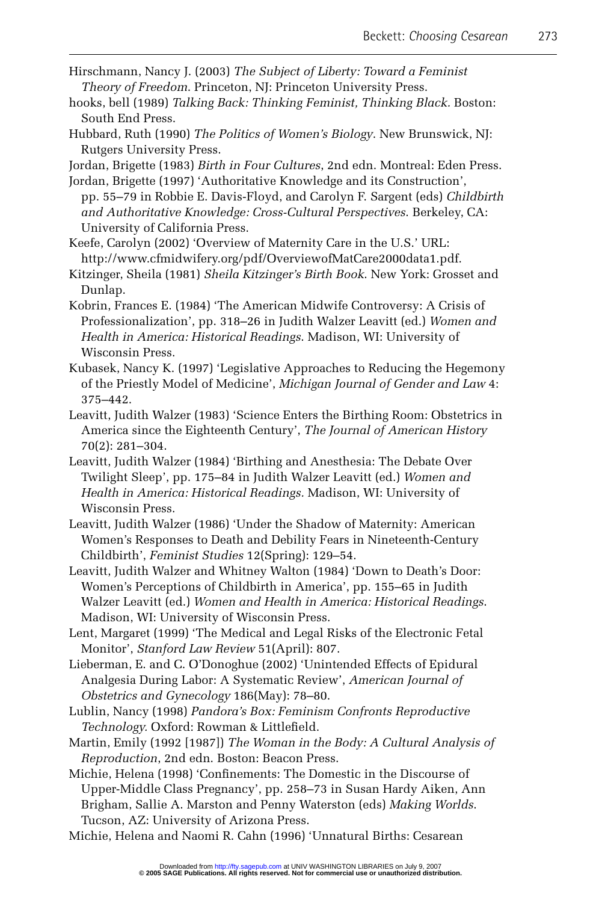Hirschmann, Nancy J. (2003) *The Subject of Liberty: Toward a Feminist Theory of Freedom*. Princeton, NJ: Princeton University Press.

hooks, bell (1989) *Talking Back: Thinking Feminist, Thinking Black.* Boston: South End Press.

Hubbard, Ruth (1990) *The Politics of Women's Biology*. New Brunswick, NJ: Rutgers University Press.

Jordan, Brigette (1983) *Birth in Four Cultures*, 2nd edn. Montreal: Eden Press.

Jordan, Brigette (1997) 'Authoritative Knowledge and its Construction', pp. 55–79 in Robbie E. Davis-Floyd, and Carolyn F. Sargent (eds) *Childbirth and Authoritative Knowledge: Cross-Cultural Perspectives*. Berkeley, CA: University of California Press.

Keefe, Carolyn (2002) 'Overview of Maternity Care in the U.S.' URL: http://www.cfmidwifery.org/pdf/OverviewofMatCare2000data1.pdf.

Kitzinger, Sheila (1981) *Sheila Kitzinger's Birth Book*. New York: Grosset and Dunlap.

Kobrin, Frances E. (1984) 'The American Midwife Controversy: A Crisis of Professionalization', pp. 318–26 in Judith Walzer Leavitt (ed.) *Women and Health in America: Historical Readings*. Madison, WI: University of Wisconsin Press.

Kubasek, Nancy K. (1997) 'Legislative Approaches to Reducing the Hegemony of the Priestly Model of Medicine', *Michigan Journal of Gender and Law* 4: 375–442.

Leavitt, Judith Walzer (1983) 'Science Enters the Birthing Room: Obstetrics in America since the Eighteenth Century', *The Journal of American History* 70(2): 281–304.

Leavitt, Judith Walzer (1984) 'Birthing and Anesthesia: The Debate Over Twilight Sleep', pp. 175–84 in Judith Walzer Leavitt (ed.) *Women and Health in America: Historical Readings.* Madison, WI: University of Wisconsin Press.

Leavitt, Judith Walzer (1986) 'Under the Shadow of Maternity: American Women's Responses to Death and Debility Fears in Nineteenth-Century Childbirth', *Feminist Studies* 12(Spring): 129–54.

Leavitt, Judith Walzer and Whitney Walton (1984) 'Down to Death's Door: Women's Perceptions of Childbirth in America', pp. 155–65 in Judith Walzer Leavitt (ed.) *Women and Health in America: Historical Readings*. Madison, WI: University of Wisconsin Press.

Lent, Margaret (1999) 'The Medical and Legal Risks of the Electronic Fetal Monitor', *Stanford Law Review* 51(April): 807.

Lieberman, E. and C. O'Donoghue (2002) 'Unintended Effects of Epidural Analgesia During Labor: A Systematic Review', *American Journal of Obstetrics and Gynecology* 186(May): 78–80.

Lublin, Nancy (1998) *Pandora's Box: Feminism Confronts Reproductive Technology.* Oxford: Rowman & Littlefield.

Martin, Emily (1992 [1987]) *The Woman in the Body: A Cultural Analysis of Reproduction*, 2nd edn. Boston: Beacon Press.

Michie, Helena (1998) 'Confinements: The Domestic in the Discourse of Upper-Middle Class Pregnancy', pp. 258–73 in Susan Hardy Aiken, Ann Brigham, Sallie A. Marston and Penny Waterston (eds) *Making Worlds*. Tucson, AZ: University of Arizona Press.

Michie, Helena and Naomi R. Cahn (1996) 'Unnatural Births: Cesarean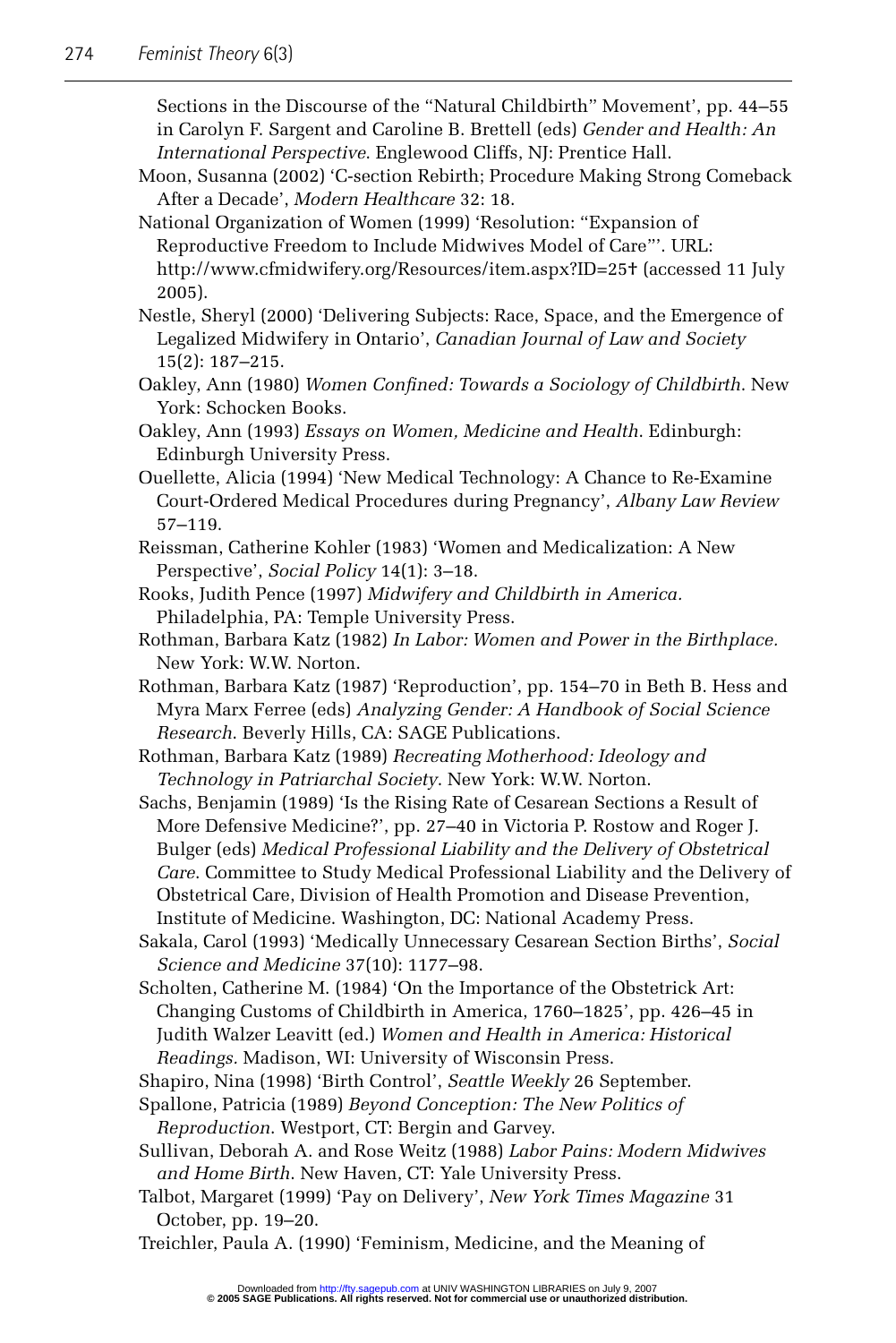Sections in the Discourse of the "Natural Childbirth" Movement', pp. 44–55 in Carolyn F. Sargent and Caroline B. Brettell (eds) *Gender and Health: An International Perspective*. Englewood Cliffs, NJ: Prentice Hall.

Moon, Susanna (2002) 'C-section Rebirth; Procedure Making Strong Comeback After a Decade', *Modern Healthcare* 32: 18.

National Organization of Women (1999) 'Resolution: "Expansion of Reproductive Freedom to Include Midwives Model of Care"'. URL: http://www.cfmidwifery.org/Resources/item.aspx?ID=25† (accessed 11 July 2005).

Nestle, Sheryl (2000) 'Delivering Subjects: Race, Space, and the Emergence of Legalized Midwifery in Ontario', *Canadian Journal of Law and Society* 15(2): 187–215.

Oakley, Ann (1980) *Women Confined: Towards a Sociology of Childbirth*. New York: Schocken Books.

Oakley, Ann (1993) *Essays on Women, Medicine and Health*. Edinburgh: Edinburgh University Press.

Ouellette, Alicia (1994) 'New Medical Technology: A Chance to Re-Examine Court-Ordered Medical Procedures during Pregnancy', *Albany Law Review* 57–119.

Reissman, Catherine Kohler (1983) 'Women and Medicalization: A New Perspective', *Social Policy* 14(1): 3–18.

Rooks, Judith Pence (1997) *Midwifery and Childbirth in America.* Philadelphia, PA: Temple University Press.

Rothman, Barbara Katz (1982) *In Labor: Women and Power in the Birthplace.* New York: W.W. Norton.

Rothman, Barbara Katz (1987) 'Reproduction', pp. 154–70 in Beth B. Hess and Myra Marx Ferree (eds) *Analyzing Gender: A Handbook of Social Science Research*. Beverly Hills, CA: SAGE Publications.

Rothman, Barbara Katz (1989) *Recreating Motherhood: Ideology and Technology in Patriarchal Society*. New York: W.W. Norton.

Sachs, Benjamin (1989) 'Is the Rising Rate of Cesarean Sections a Result of More Defensive Medicine?', pp. 27–40 in Victoria P. Rostow and Roger J. Bulger (eds) *Medical Professional Liability and the Delivery of Obstetrical Care*. Committee to Study Medical Professional Liability and the Delivery of Obstetrical Care, Division of Health Promotion and Disease Prevention, Institute of Medicine. Washington, DC: National Academy Press.

Sakala, Carol (1993) 'Medically Unnecessary Cesarean Section Births', *Social Science and Medicine* 37(10): 1177–98.

Scholten, Catherine M. (1984) 'On the Importance of the Obstetrick Art: Changing Customs of Childbirth in America, 1760–1825', pp. 426–45 in Judith Walzer Leavitt (ed.) *Women and Health in America: Historical Readings.* Madison, WI: University of Wisconsin Press.

Shapiro, Nina (1998) 'Birth Control', *Seattle Weekly* 26 September.

Spallone, Patricia (1989) *Beyond Conception: The New Politics of Reproduction*. Westport, CT: Bergin and Garvey.

Sullivan, Deborah A. and Rose Weitz (1988) *Labor Pains: Modern Midwives and Home Birth*. New Haven, CT: Yale University Press.

Talbot, Margaret (1999) 'Pay on Delivery', *New York Times Magazine* 31 October, pp. 19–20.

Treichler, Paula A. (1990) 'Feminism, Medicine, and the Meaning of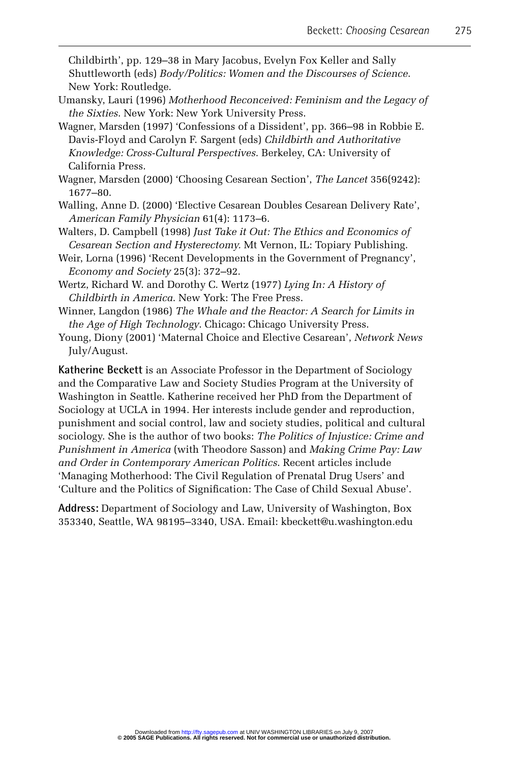Childbirth', pp. 129–38 in Mary Jacobus, Evelyn Fox Keller and Sally Shuttleworth (eds) *Body/Politics: Women and the Discourses of Science*. New York: Routledge.

Umansky, Lauri (1996) *Motherhood Reconceived: Feminism and the Legacy of the Sixties*. New York: New York University Press.

Wagner, Marsden (1997) 'Confessions of a Dissident', pp. 366–98 in Robbie E. Davis-Floyd and Carolyn F. Sargent (eds) *Childbirth and Authoritative Knowledge: Cross-Cultural Perspectives*. Berkeley, CA: University of California Press.

Wagner, Marsden (2000) 'Choosing Cesarean Section', *The Lancet* 356(9242): 1677–80.

Walling, Anne D. (2000) 'Elective Cesarean Doubles Cesarean Delivery Rate', *American Family Physician* 61(4): 1173–6.

Walters, D. Campbell (1998) *Just Take it Out: The Ethics and Economics of Cesarean Section and Hysterectomy*. Mt Vernon, IL: Topiary Publishing.

Weir, Lorna (1996) 'Recent Developments in the Government of Pregnancy', *Economy and Society* 25(3): 372–92.

Wertz, Richard W. and Dorothy C. Wertz (1977) *Lying In: A History of Childbirth in America*. New York: The Free Press.

Winner, Langdon (1986) *The Whale and the Reactor: A Search for Limits in the Age of High Technology*. Chicago: Chicago University Press.

Young, Diony (2001) 'Maternal Choice and Elective Cesarean', *Network News* July/August.

**Katherine Beckett** is an Associate Professor in the Department of Sociology and the Comparative Law and Society Studies Program at the University of Washington in Seattle. Katherine received her PhD from the Department of Sociology at UCLA in 1994. Her interests include gender and reproduction, punishment and social control, law and society studies, political and cultural sociology. She is the author of two books: *The Politics of Injustice: Crime and Punishment in America* (with Theodore Sasson) and *Making Crime Pay: Law and Order in Contemporary American Politics*. Recent articles include 'Managing Motherhood: The Civil Regulation of Prenatal Drug Users' and 'Culture and the Politics of Signification: The Case of Child Sexual Abuse'.

**Address:** Department of Sociology and Law, University of Washington, Box 353340, Seattle, WA 98195–3340, USA. Email: kbeckett@u.washington.edu